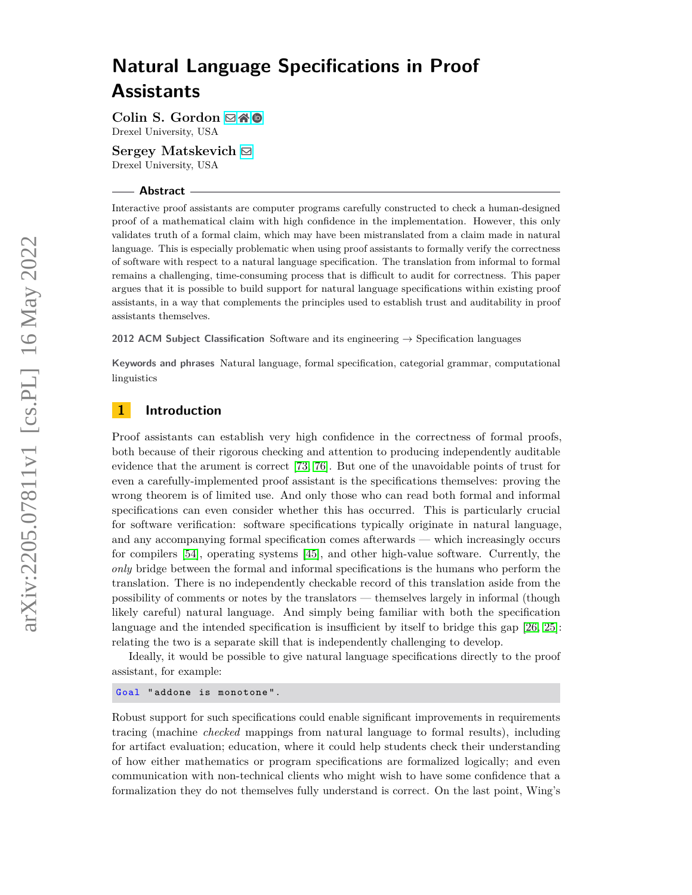# Natural Language Specifications in Proof Assistants

**Colin S. Gordon**
Drexel University, USA

**Sergey Matskevich**
Drexel University, USA

## Abstract

Interactive proof assistants are computer programs carefully constructed to check a human-designed proof of a mathematical claim with high confidence in the implementation. However, this only validates truth of a formal claim, which may have been mistranslated from a claim made in natural language. This is especially problematic when using proof assistants to formally verify the correctness of software with respect to a natural language specification. The translation from informal to formal remains a challenging, time-consuming process that is difficult to audit for correctness. This paper argues that it is possible to build support for natural language specifications within existing proof assistants, in a way that complements the principles used to establish trust and auditability in proof assistants themselves.

**2012 ACM Subject Classification** Software and its engineering → Specification languages

**Keywords and phrases** Natural language, formal specification, categorial grammar, computational linguistics

## 1 Introduction

Proof assistants can establish very high confidence in the correctness of formal proofs, both because of their rigorous checking and attention to producing independently auditable evidence that the arument is correct [73, 76]. But one of the unavoidable points of trust for even a carefully-implemented proof assistant is the specifications themselves: proving the wrong theorem is of limited use. And only those who can read both formal and informal specifications can even consider whether this has occurred. This is particularly crucial for software verification: software specifications typically originate in natural language, and any accompanying formal specification comes afterwards — which increasingly occurs for compilers [54], operating systems [45], and other high-value software. Currently, the *only* bridge between the formal and informal specifications is the humans who perform the translation. There is no independently checkable record of this translation aside from the possibility of comments or notes by the translators — themselves largely in informal (though likely careful) natural language. And simply being familiar with both the specification language and the intended specification is insufficient by itself to bridge this gap [26, 25]: relating the two is a separate skill that is independently challenging to develop.

Ideally, it would be possible to give natural language specifications directly to the proof assistant, for example:

```
Goal "addone is monotone".
```

Robust support for such specifications could enable significant improvements in requirements tracing (machine *checked* mappings from natural language to formal results), including for artifact evaluation; education, where it could help students check their understanding of how either mathematics or program specifications are formalized logically; and even communication with non-technical clients who might wish to have some confidence that a formalization they do not themselves fully understand is correct. On the last point, Wing's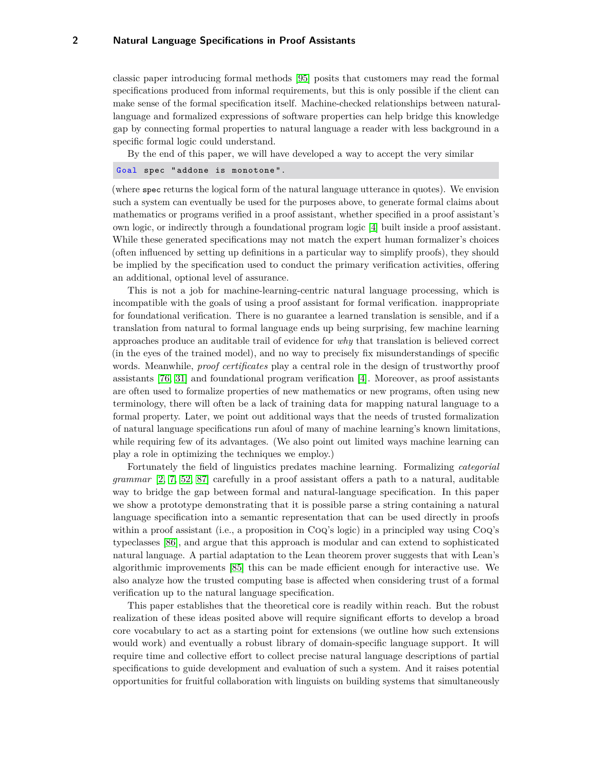classic paper introducing formal methods [95] posits that customers may read the formal specifications produced from informal requirements, but this is only possible if the client can make sense of the formal specification itself. Machine-checked relationships between natural-language and formalized expressions of software properties can help bridge this knowledge gap by connecting formal properties to natural language a reader with less background in a specific formal logic could understand.

By the end of this paper, we will have developed a way to accept the very similar

```
Goal spec "addone is monotone".
```

(where `spec` returns the logical form of the natural language utterance in quotes). We envision such a system can eventually be used for the purposes above, to generate formal claims about mathematics or programs verified in a proof assistant, whether specified in a proof assistant's own logic, or indirectly through a foundational program logic [4] built inside a proof assistant. While these generated specifications may not match the expert human formalizer's choices (often influenced by setting up definitions in a particular way to simplify proofs), they should be implied by the specification used to conduct the primary verification activities, offering an additional, optional level of assurance.

This is not a job for machine-learning-centric natural language processing, which is incompatible with the goals of using a proof assistant for formal verification. inappropriate for foundational verification. There is no guarantee a learned translation is sensible, and if a translation from natural to formal language ends up being surprising, few machine learning approaches produce an auditable trail of evidence for *why* that translation is believed correct (in the eyes of the trained model), and no way to precisely fix misunderstandings of specific words. Meanwhile, *proof certificates* play a central role in the design of trustworthy proof assistants [76, 31] and foundational program verification [4]. Moreover, as proof assistants are often used to formalize properties of new mathematics or new programs, often using new terminology, there will often be a lack of training data for mapping natural language to a formal property. Later, we point out additional ways that the needs of trusted formalization of natural language specifications run afoul of many of machine learning's known limitations, while requiring few of its advantages. (We also point out limited ways machine learning can play a role in optimizing the techniques we employ.)

Fortunately the field of linguistics predates machine learning. Formalizing *categorial grammar* [2, 7, 52, 87] carefully in a proof assistant offers a path to a natural, auditable way to bridge the gap between formal and natural-language specification. In this paper we show a prototype demonstrating that it is possible parse a string containing a natural language specification into a semantic representation that can be used directly in proofs within a proof assistant (i.e., a proposition in Coq's logic) in a principled way using Coq's typeclasses [86], and argue that this approach is modular and can extend to sophisticated natural language. A partial adaptation to the Lean theorem prover suggests that with Lean's algorithmic improvements [85] this can be made efficient enough for interactive use. We also analyze how the trusted computing base is affected when considering trust of a formal verification up to the natural language specification.

This paper establishes that the theoretical core is readily within reach. But the robust realization of these ideas posited above will require significant efforts to develop a broad core vocabulary to act as a starting point for extensions (we outline how such extensions would work) and eventually a robust library of domain-specific language support. It will require time and collective effort to collect precise natural language descriptions of partial specifications to guide development and evaluation of such a system. And it raises potential opportunities for fruitful collaboration with linguists on building systems that simultaneously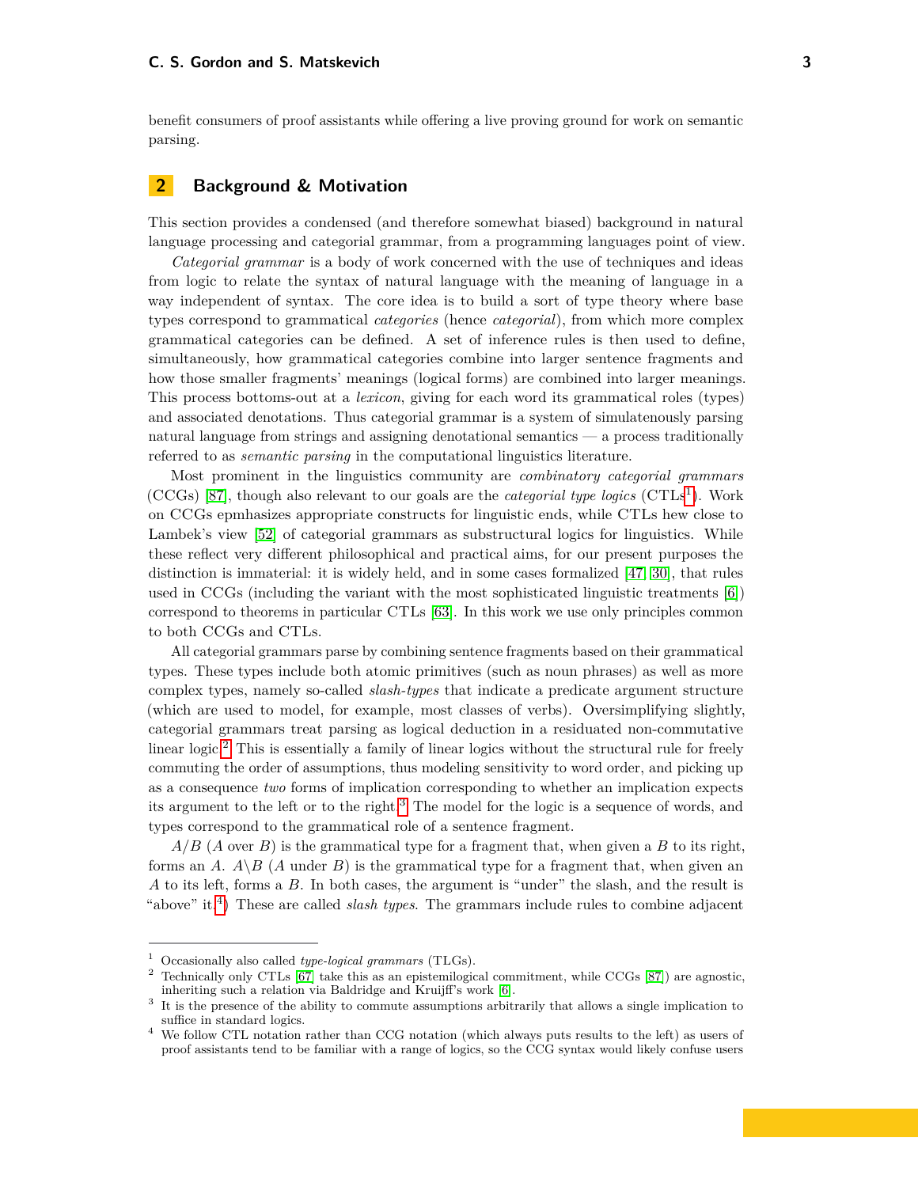benefit consumers of proof assistants while offering a live proving ground for work on semantic parsing.

## 2 Background & Motivation

This section provides a condensed (and therefore somewhat biased) background in natural language processing and categorial grammar, from a programming languages point of view.

*Categorial grammar* is a body of work concerned with the use of techniques and ideas from logic to relate the syntax of natural language with the meaning of language in a way independent of syntax. The core idea is to build a sort of type theory where base types correspond to grammatical *categories* (hence *categorial*), from which more complex grammatical categories can be defined. A set of inference rules is then used to define, simultaneously, how grammatical categories combine into larger sentence fragments and how those smaller fragments' meanings (logical forms) are combined into larger meanings. This process bottoms-out at a *lexicon*, giving for each word its grammatical roles (types) and associated denotations. Thus categorial grammar is a system of simulatenously parsing natural language from strings and assigning denotational semantics — a process traditionally referred to as *semantic parsing* in the computational linguistics literature.

Most prominent in the linguistics community are *combinatory categorial grammars* (CCGs) [87], though also relevant to our goals are the *categorial type logics* (CTLs[1]). Work on CCGs epmhasizes appropriate constructs for linguistic ends, while CTLs hew close to Lambek's view [52] of categorial grammars as substructural logics for linguistics. While these reflect very different philosophical and practical aims, for our present purposes the distinction is immaterial: it is widely held, and in some cases formalized [47, 30], that rules used in CCGs (including the variant with the most sophisticated linguistic treatments [6]) correspond to theorems in particular CTLs [63]. In this work we use only principles common to both CCGs and CTLs.

All categorial grammars parse by combining sentence fragments based on their grammatical types. These types include both atomic primitives (such as noun phrases) as well as more complex types, namely so-called *slash-types* that indicate a predicate argument structure (which are used to model, for example, most classes of verbs). Oversimplifying slightly, categorial grammars treat parsing as logical deduction in a residuated non-commutative linear logic.[2] This is essentially a family of linear logics without the structural rule for freely commuting the order of assumptions, thus modeling sensitivity to word order, and picking up as a consequence *two* forms of implication corresponding to whether an implication expects its argument to the left or to the right.[3] The model for the logic is a sequence of words, and types correspond to the grammatical role of a sentence fragment.

$A/B$ ($A$ over $B$) is the grammatical type for a fragment that, when given a $B$ to its right, forms an $A$. $A\backslash B$ ($A$ under $B$) is the grammatical type for a fragment that, when given an $A$ to its left, forms a $B$. In both cases, the argument is "under" the slash, and the result is "above" it.[4]) These are called *slash types*. The grammars include rules to combine adjacent

---

[1] Occasionally also called *type-logical grammars* (TLGs).

[2] Technically only CTLs [67] take this as an epistemilogical commitment, while CCGs [87]) are agnostic, inheriting such a relation via Baldridge and Kruijff's work [6].

[3] It is the presence of the ability to commute assumptions arbitrarily that allows a single implication to suffice in standard logics.

[4] We follow CTL notation rather than CCG notation (which always puts results to the left) as users of proof assistants tend to be familiar with a range of logics, so the CCG syntax would likely confuse users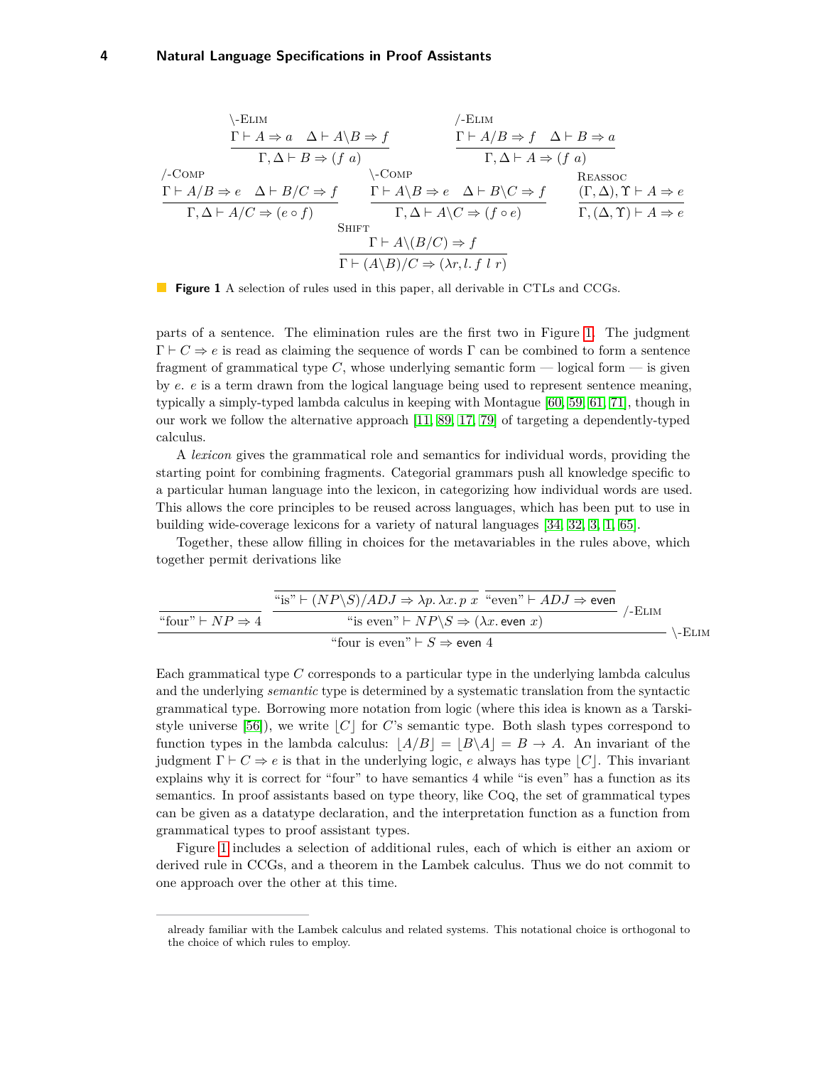$$\frac{\Gamma \vdash A \Rightarrow a \quad \Delta \vdash A\backslash B \Rightarrow f}{\Gamma, \Delta \vdash B \Rightarrow (f\ a)}\ \backslash\text{-ELIM} \qquad \frac{\Gamma \vdash A/B \Rightarrow f \quad \Delta \vdash B \Rightarrow a}{\Gamma, \Delta \vdash A \Rightarrow (f\ a)}\ /\text{-ELIM}$$

$$\frac{\Gamma \vdash A/B \Rightarrow e \quad \Delta \vdash B/C \Rightarrow f}{\Gamma, \Delta \vdash A/C \Rightarrow (e \circ f)}\ /\text{-COMP} \qquad \frac{\Gamma \vdash A\backslash B \Rightarrow e \quad \Delta \vdash B\backslash C \Rightarrow f}{\Gamma, \Delta \vdash A\backslash C \Rightarrow (f \circ e)}\ \backslash\text{-COMP} \qquad \frac{(\Gamma, \Delta), \Upsilon \vdash A \Rightarrow e}{\Gamma, (\Delta, \Upsilon) \vdash A \Rightarrow e}\ \text{REASSOC}$$

$$\frac{\Gamma \vdash A\backslash(B/C) \Rightarrow f}{\Gamma \vdash (A\backslash B)/C \Rightarrow (\lambda r, l.\ f\ l\ r)}\ \text{SHIFT}$$

**Figure 1** A selection of rules used in this paper, all derivable in CTLs and CCGs.

parts of a sentence. The elimination rules are the first two in Figure 1. The judgment $\Gamma \vdash C \Rightarrow e$ is read as claiming the sequence of words $\Gamma$ can be combined to form a sentence fragment of grammatical type $C$, whose underlying semantic form — logical form — is given by $e$. $e$ is a term drawn from the logical language being used to represent sentence meaning, typically a simply-typed lambda calculus in keeping with Montague [60, 59, 61, 71], though in our work we follow the alternative approach [11, 89, 17, 79] of targeting a dependently-typed calculus.

A *lexicon* gives the grammatical role and semantics for individual words, providing the starting point for combining fragments. Categorial grammars push all knowledge specific to a particular human language into the lexicon, in categorizing how individual words are used. This allows the core principles to be reused across languages, which has been put to use in building wide-coverage lexicons for a variety of natural languages [34, 32, 3, 1, 65].

Together, these allow filling in choices for the metavariables in the rules above, which together permit derivations like

$$\cfrac{\text{“four”} \vdash NP \Rightarrow 4 \qquad \cfrac{\overline{\text{“is”} \vdash (NP\backslash S)/ADJ \Rightarrow \lambda p.\,\lambda x.\,p\ x} \quad \overline{\text{“even”} \vdash ADJ \Rightarrow \mathsf{even}}}{\text{“is even”} \vdash NP\backslash S \Rightarrow (\lambda x.\,\mathsf{even}\ x)}\ /\text{-ELIM}}{\text{“four is even”} \vdash S \Rightarrow \mathsf{even}\ 4}\ \backslash\text{-ELIM}$$

Each grammatical type $C$ corresponds to a particular type in the underlying lambda calculus and the underlying *semantic* type is determined by a systematic translation from the syntactic grammatical type. Borrowing more notation from logic (where this idea is known as a Tarski-style universe [56]), we write $\lfloor C \rfloor$ for $C$'s semantic type. Both slash types correspond to function types in the lambda calculus: $\lfloor A/B \rfloor = \lfloor B\backslash A \rfloor = B \to A$. An invariant of the judgment $\Gamma \vdash C \Rightarrow e$ is that in the underlying logic, $e$ always has type $\lfloor C \rfloor$. This invariant explains why it is correct for “four” to have semantics 4 while “is even” has a function as its semantics. In proof assistants based on type theory, like Coq, the set of grammatical types can be given as a datatype declaration, and the interpretation function as a function from grammatical types to proof assistant types.

Figure 1 includes a selection of additional rules, each of which is either an axiom or derived rule in CCGs, and a theorem in the Lambek calculus. Thus we do not commit to one approach over the other at this time.

already familiar with the Lambek calculus and related systems. This notational choice is orthogonal to the choice of which rules to employ.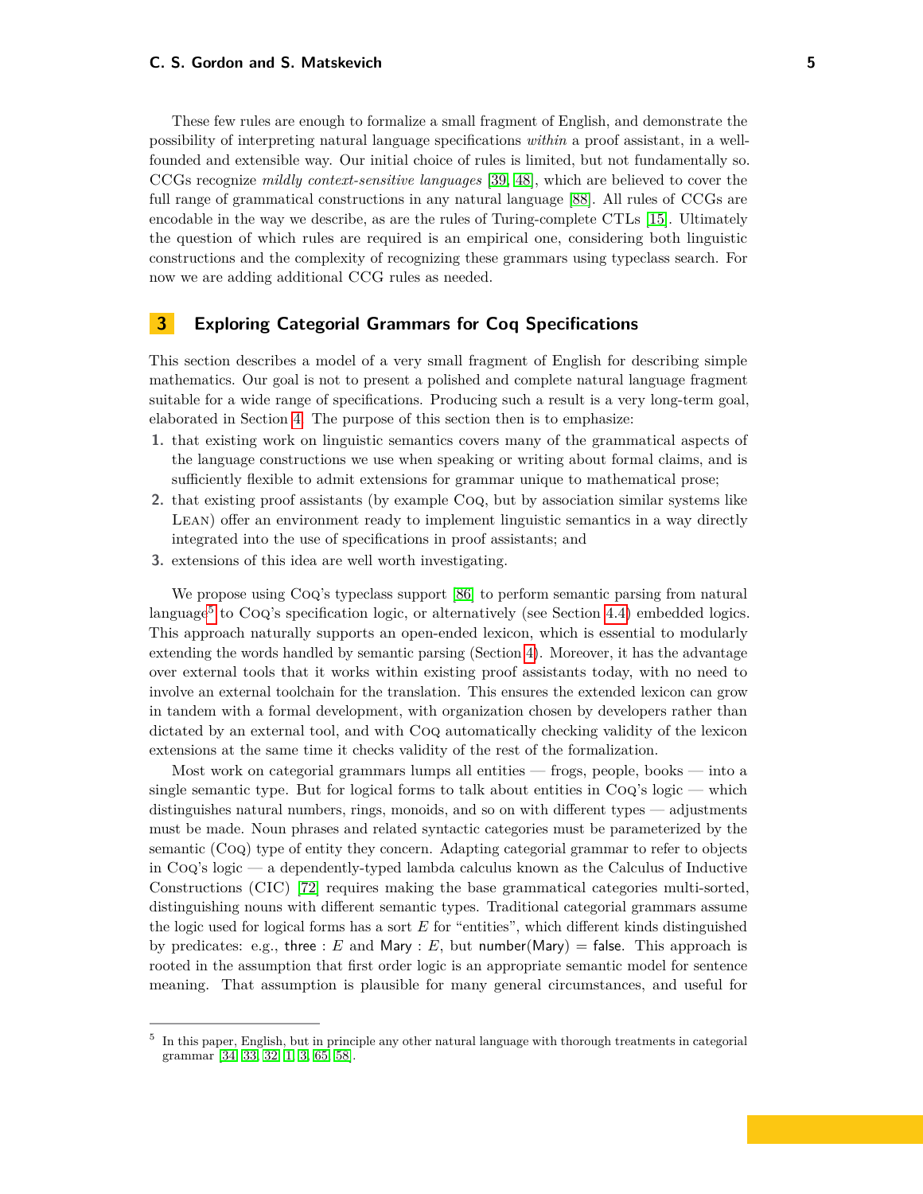These few rules are enough to formalize a small fragment of English, and demonstrate the possibility of interpreting natural language specifications *within* a proof assistant, in a well-founded and extensible way. Our initial choice of rules is limited, but not fundamentally so. CCGs recognize *mildly context-sensitive languages* [39, 48], which are believed to cover the full range of grammatical constructions in any natural language [88]. All rules of CCGs are encodable in the way we describe, as are the rules of Turing-complete CTLs [15]. Ultimately the question of which rules are required is an empirical one, considering both linguistic constructions and the complexity of recognizing these grammars using typeclass search. For now we are adding additional CCG rules as needed.

## 3 Exploring Categorial Grammars for Coq Specifications

This section describes a model of a very small fragment of English for describing simple mathematics. Our goal is not to present a polished and complete natural language fragment suitable for a wide range of specifications. Producing such a result is a very long-term goal, elaborated in Section 4. The purpose of this section then is to emphasize:

1. that existing work on linguistic semantics covers many of the grammatical aspects of the language constructions we use when speaking or writing about formal claims, and is sufficiently flexible to admit extensions for grammar unique to mathematical prose;
2. that existing proof assistants (by example Coq, but by association similar systems like Lean) offer an environment ready to implement linguistic semantics in a way directly integrated into the use of specifications in proof assistants; and
3. extensions of this idea are well worth investigating.

We propose using Coq's typeclass support [86] to perform semantic parsing from natural language[5] to Coq's specification logic, or alternatively (see Section 4.4) embedded logics. This approach naturally supports an open-ended lexicon, which is essential to modularly extending the words handled by semantic parsing (Section 4). Moreover, it has the advantage over external tools that it works within existing proof assistants today, with no need to involve an external toolchain for the translation. This ensures the extended lexicon can grow in tandem with a formal development, with organization chosen by developers rather than dictated by an external tool, and with Coq automatically checking validity of the lexicon extensions at the same time it checks validity of the rest of the formalization.

Most work on categorial grammars lumps all entities — frogs, people, books — into a single semantic type. But for logical forms to talk about entities in Coq's logic — which distinguishes natural numbers, rings, monoids, and so on with different types — adjustments must be made. Noun phrases and related syntactic categories must be parameterized by the semantic (Coq) type of entity they concern. Adapting categorial grammar to refer to objects in Coq's logic — a dependently-typed lambda calculus known as the Calculus of Inductive Constructions (CIC) [72] requires making the base grammatical categories multi-sorted, distinguishing nouns with different semantic types. Traditional categorial grammars assume the logic used for logical forms has a sort $E$ for "entities", which different kinds distinguished by predicates: e.g., $\mathsf{three} : E$ and $\mathsf{Mary} : E$, but $\mathsf{number}(\mathsf{Mary}) = \mathsf{false}$. This approach is rooted in the assumption that first order logic is an appropriate semantic model for sentence meaning. That assumption is plausible for many general circumstances, and useful for

---

[5] In this paper, English, but in principle any other natural language with thorough treatments in categorial grammar [34, 33, 32, 1, 3, 65, 58].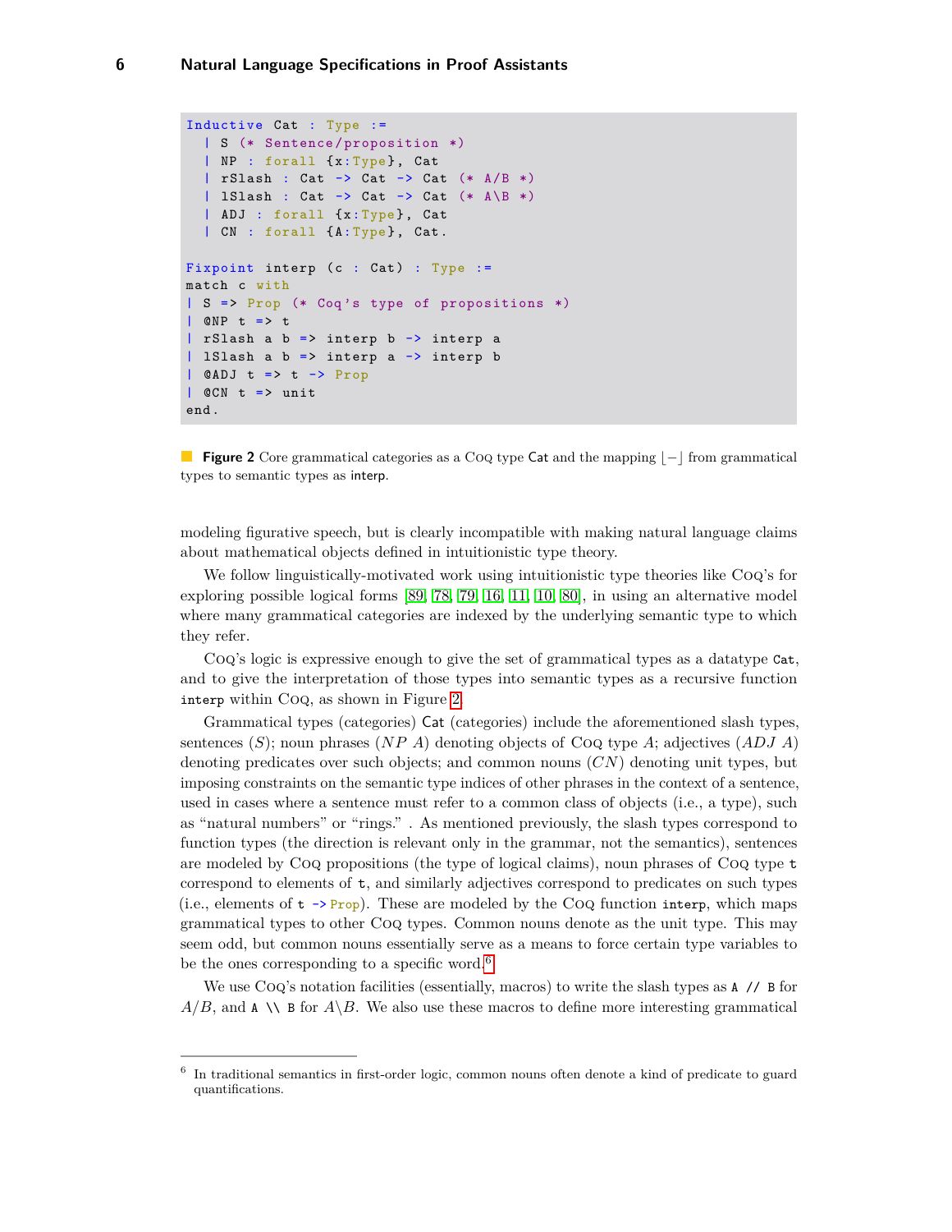```
Inductive Cat : Type :=
  | S (* Sentence/proposition *)
  | NP : forall {x:Type}, Cat
  | rSlash : Cat -> Cat -> Cat (* A/B *)
  | lSlash : Cat -> Cat -> Cat (* A\B *)
  | ADJ : forall {x:Type}, Cat
  | CN : forall {A:Type}, Cat.

Fixpoint interp (c : Cat) : Type :=
match c with
| S => Prop (* Coq's type of propositions *)
| @NP t => t
| rSlash a b => interp b -> interp a
| lSlash a b => interp a -> interp b
| @ADJ t => t -> Prop
| @CN t => unit
end.
```

**Figure 2** Core grammatical categories as a Coq type Cat and the mapping $\lfloor - \rfloor$ from grammatical types to semantic types as interp.

modeling figurative speech, but is clearly incompatible with making natural language claims about mathematical objects defined in intuitionistic type theory.

We follow linguistically-motivated work using intuitionistic type theories like Coq's for exploring possible logical forms [89, 78, 79, 16, 11, 10, 80], in using an alternative model where many grammatical categories are indexed by the underlying semantic type to which they refer.

Coq's logic is expressive enough to give the set of grammatical types as a datatype `Cat`, and to give the interpretation of those types into semantic types as a recursive function `interp` within Coq, as shown in Figure 2.

Grammatical types (categories) Cat (categories) include the aforementioned slash types, sentences ($S$); noun phrases ($NP\ A$) denoting objects of Coq type $A$; adjectives ($ADJ\ A$) denoting predicates over such objects; and common nouns ($CN$) denoting unit types, but imposing constraints on the semantic type indices of other phrases in the context of a sentence, used in cases where a sentence must refer to a common class of objects (i.e., a type), such as "natural numbers" or "rings." . As mentioned previously, the slash types correspond to function types (the direction is relevant only in the grammar, not the semantics), sentences are modeled by Coq propositions (the type of logical claims), noun phrases of Coq type `t` correspond to elements of `t`, and similarly adjectives correspond to predicates on such types (i.e., elements of `t -> Prop`). These are modeled by the Coq function `interp`, which maps grammatical types to other Coq types. Common nouns denote as the unit type. This may seem odd, but common nouns essentially serve as a means to force certain type variables to be the ones corresponding to a specific word.[6]

We use Coq's notation facilities (essentially, macros) to write the slash types as `A // B` for $A/B$, and `A \\ B` for $A\backslash B$. We also use these macros to define more interesting grammatical

[6] In traditional semantics in first-order logic, common nouns often denote a kind of predicate to guard quantifications.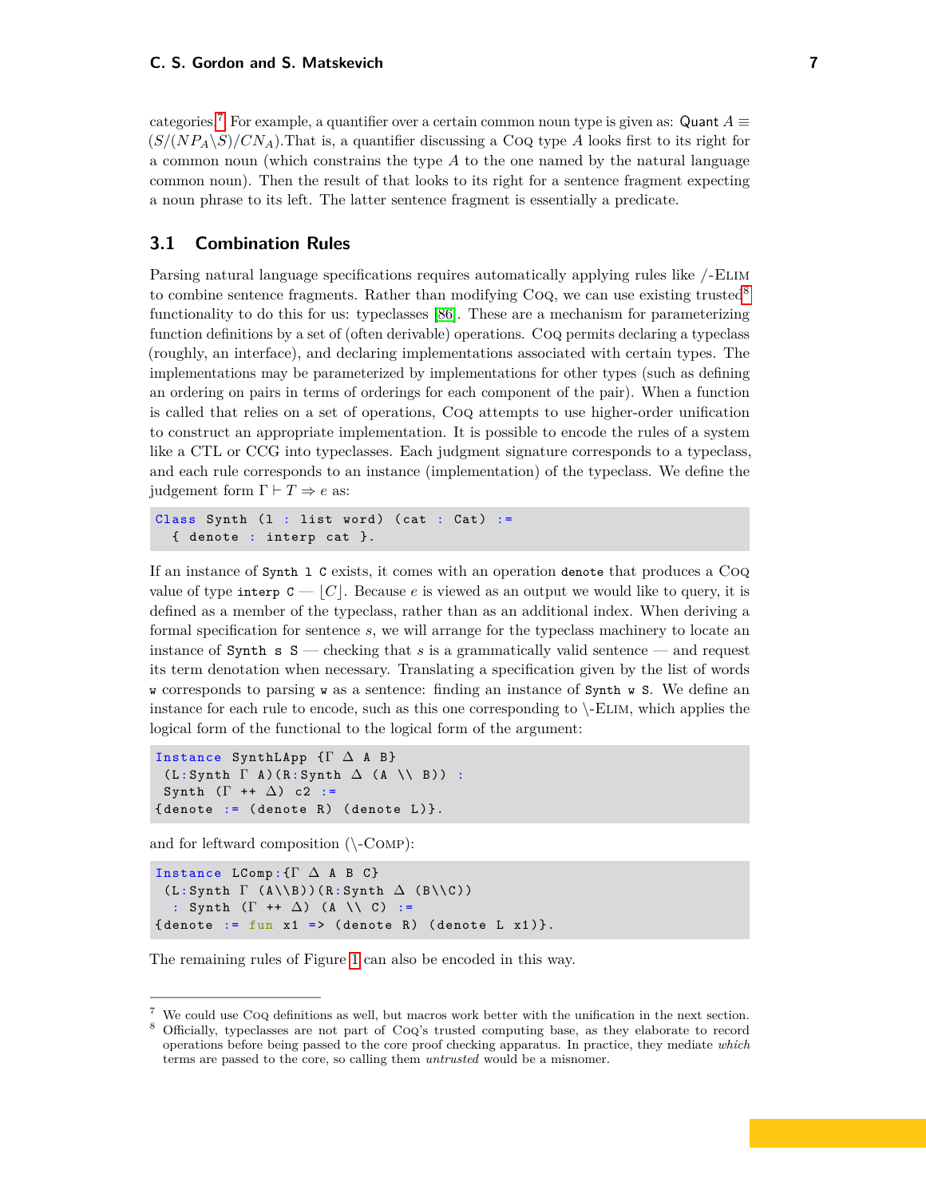categories.[7] For example, a quantifier over a certain common noun type is given as: Quant $A \equiv (S/(NP_A\backslash S)/CN_A)$.That is, a quantifier discussing a Coq type $A$ looks first to its right for a common noun (which constrains the type $A$ to the one named by the natural language common noun). Then the result of that looks to its right for a sentence fragment expecting a noun phrase to its left. The latter sentence fragment is essentially a predicate.

## 3.1 Combination Rules

Parsing natural language specifications requires automatically applying rules like /-Elim to combine sentence fragments. Rather than modifying Coq, we can use existing trusted[8] functionality to do this for us: typeclasses [86]. These are a mechanism for parameterizing function definitions by a set of (often derivable) operations. Coq permits declaring a typeclass (roughly, an interface), and declaring implementations associated with certain types. The implementations may be parameterized by implementations for other types (such as defining an ordering on pairs in terms of orderings for each component of the pair). When a function is called that relies on a set of operations, Coq attempts to use higher-order unification to construct an appropriate implementation. It is possible to encode the rules of a system like a CTL or CCG into typeclasses. Each judgment signature corresponds to a typeclass, and each rule corresponds to an instance (implementation) of the typeclass. We define the judgement form $\Gamma \vdash T \Rightarrow e$ as:

```
Class Synth (l : list word) (cat : Cat) :=
  { denote : interp cat }.
```

If an instance of `Synth l C` exists, it comes with an operation `denote` that produces a Coq value of type `interp C` — $\lfloor C \rfloor$. Because $e$ is viewed as an output we would like to query, it is defined as a member of the typeclass, rather than as an additional index. When deriving a formal specification for sentence $s$, we will arrange for the typeclass machinery to locate an instance of `Synth s S` — checking that $s$ is a grammatically valid sentence — and request its term denotation when necessary. Translating a specification given by the list of words `w` corresponds to parsing `w` as a sentence: finding an instance of `Synth w S`. We define an instance for each rule to encode, such as this one corresponding to \-Elim, which applies the logical form of the functional to the logical form of the argument:

```
Instance SynthLApp {Γ Δ A B}
 (L:Synth Γ A)(R:Synth Δ (A \\ B)) :
 Synth (Γ ++ Δ) c2 :=
{denote := (denote R) (denote L)}.
```

and for leftward composition (\-Comp):

```
Instance LComp:{Γ Δ A B C}
 (L:Synth Γ (A\\B))(R:Synth Δ (B\\C))
  : Synth (Γ ++ Δ) (A \\ C) :=
{denote := fun x1 => (denote R) (denote L x1)}.
```

The remaining rules of Figure 1 can also be encoded in this way.

---

[7] We could use Coq definitions as well, but macros work better with the unification in the next section.
[8] Officially, typeclasses are not part of Coq's trusted computing base, as they elaborate to record operations before being passed to the core proof checking apparatus. In practice, they mediate *which* terms are passed to the core, so calling them *untrusted* would be a misnomer.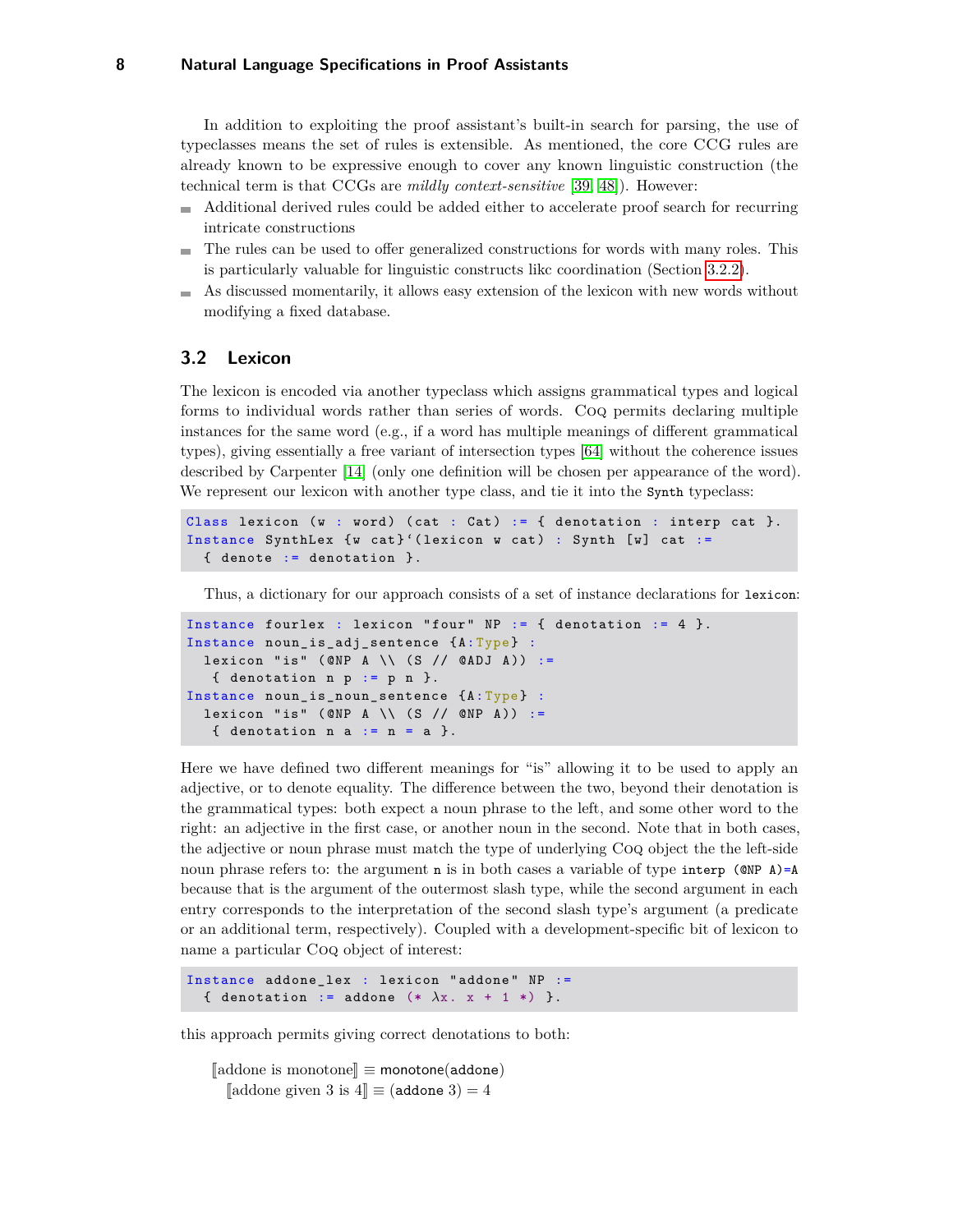In addition to exploiting the proof assistant's built-in search for parsing, the use of typeclasses means the set of rules is extensible. As mentioned, the core CCG rules are already known to be expressive enough to cover any known linguistic construction (the technical term is that CCGs are *mildly context-sensitive* [39, 48]). However:

- Additional derived rules could be added either to accelerate proof search for recurring intricate constructions
- The rules can be used to offer generalized constructions for words with many roles. This is particularly valuable for linguistic constructs likc coordination (Section 3.2.2).
- As discussed momentarily, it allows easy extension of the lexicon with new words without modifying a fixed database.

## 3.2 Lexicon

The lexicon is encoded via another typeclass which assigns grammatical types and logical forms to individual words rather than series of words. Coq permits declaring multiple instances for the same word (e.g., if a word has multiple meanings of different grammatical types), giving essentially a free variant of intersection types [64] without the coherence issues described by Carpenter [14] (only one definition will be chosen per appearance of the word). We represent our lexicon with another type class, and tie it into the `Synth` typeclass:

```
Class lexicon (w : word) (cat : Cat) := { denotation : interp cat }.
Instance SynthLex {w cat}`(lexicon w cat) : Synth [w] cat :=
  { denote := denotation }.
```

Thus, a dictionary for our approach consists of a set of instance declarations for `lexicon`:

```
Instance fourlex : lexicon "four" NP := { denotation := 4 }.
Instance noun_is_adj_sentence {A:Type} :
  lexicon "is" (@NP A \\ (S // @ADJ A)) :=
   { denotation n p := p n }.
Instance noun_is_noun_sentence {A:Type} :
  lexicon "is" (@NP A \\ (S // @NP A)) :=
   { denotation n a := n = a }.
```

Here we have defined two different meanings for "is" allowing it to be used to apply an adjective, or to denote equality. The difference between the two, beyond their denotation is the grammatical types: both expect a noun phrase to the left, and some other word to the right: an adjective in the first case, or another noun in the second. Note that in both cases, the adjective or noun phrase must match the type of underlying Coq object the the left-side noun phrase refers to: the argument `n` is in both cases a variable of type `interp (@NP A)=A` because that is the argument of the outermost slash type, while the second argument in each entry corresponds to the interpretation of the second slash type's argument (a predicate or an additional term, respectively). Coupled with a development-specific bit of lexicon to name a particular Coq object of interest:

```
Instance addone_lex : lexicon "addone" NP :=
  { denotation := addone (* λx. x + 1 *) }.
```

this approach permits giving correct denotations to both:

$$[\![\text{addone is monotone}]\!] \equiv \mathsf{monotone}(\mathsf{addone})$$
$$[\![\text{addone given 3 is 4}]\!] \equiv (\mathsf{addone}\ 3) = 4$$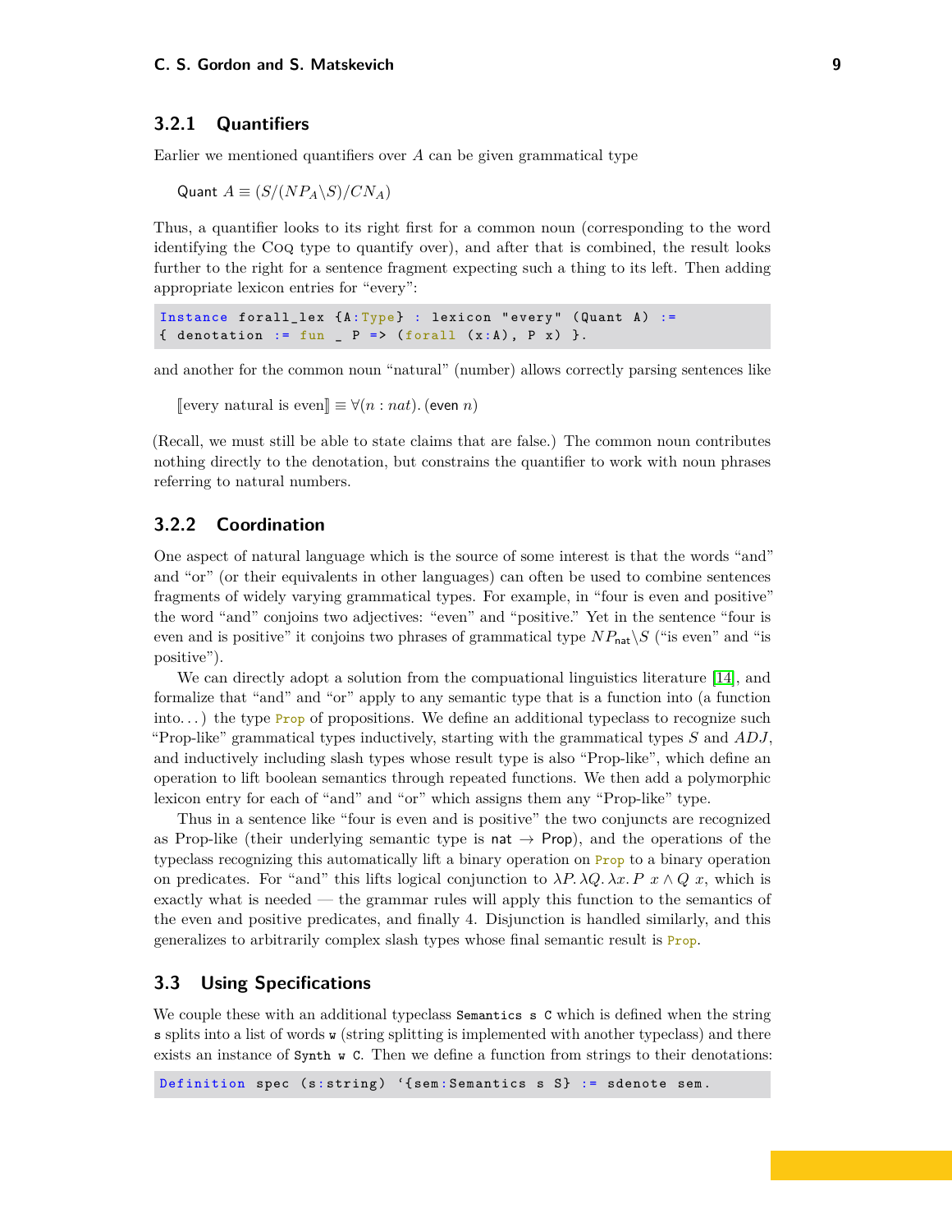### 3.2.1 Quantifiers

Earlier we mentioned quantifiers over $A$ can be given grammatical type

$$\mathsf{Quant}\ A \equiv (S/(NP_A\backslash S)/CN_A)$$

Thus, a quantifier looks to its right first for a common noun (corresponding to the word identifying the Coq type to quantify over), and after that is combined, the result looks further to the right for a sentence fragment expecting such a thing to its left. Then adding appropriate lexicon entries for "every":

```
Instance forall_lex {A:Type} : lexicon "every" (Quant A) :=
{ denotation := fun _ P => (forall (x:A), P x) }.
```

and another for the common noun "natural" (number) allows correctly parsing sentences like

$$[\![\text{every natural is even}]\!] \equiv \forall (n : nat).\,(\mathsf{even}\ n)$$

(Recall, we must still be able to state claims that are false.) The common noun contributes nothing directly to the denotation, but constrains the quantifier to work with noun phrases referring to natural numbers.

### 3.2.2 Coordination

One aspect of natural language which is the source of some interest is that the words "and" and "or" (or their equivalents in other languages) can often be used to combine sentences fragments of widely varying grammatical types. For example, in "four is even and positive" the word "and" conjoins two adjectives: "even" and "positive." Yet in the sentence "four is even and is positive" it conjoins two phrases of grammatical type $NP_{\mathsf{nat}}\backslash S$ ("is even" and "is positive").

We can directly adopt a solution from the computational linguistics literature [14], and formalize that "and" and "or" apply to any semantic type that is a function into (a function into...) the type `Prop` of propositions. We define an additional typeclass to recognize such "Prop-like" grammatical types inductively, starting with the grammatical types $S$ and $ADJ$, and inductively including slash types whose result type is also "Prop-like", which define an operation to lift boolean semantics through repeated functions. We then add a polymorphic lexicon entry for each of "and" and "or" which assigns them any "Prop-like" type.

Thus in a sentence like "four is even and is positive" the two conjuncts are recognized as Prop-like (their underlying semantic type is $\mathsf{nat} \rightarrow \mathsf{Prop}$), and the operations of the typeclass recognizing this automatically lift a binary operation on `Prop` to a binary operation on predicates. For "and" this lifts logical conjunction to $\lambda P.\,\lambda Q.\,\lambda x.\,P\ x \wedge Q\ x$, which is exactly what is needed — the grammar rules will apply this function to the semantics of the even and positive predicates, and finally 4. Disjunction is handled similarly, and this generalizes to arbitrarily complex slash types whose final semantic result is `Prop`.

## 3.3 Using Specifications

We couple these with an additional typeclass `Semantics s C` which is defined when the string `s` splits into a list of words `w` (string splitting is implemented with another typeclass) and there exists an instance of `Synth w C`. Then we define a function from strings to their denotations:

```
Definition spec (s:string) `{sem:Semantics s S} := sdenote sem.
```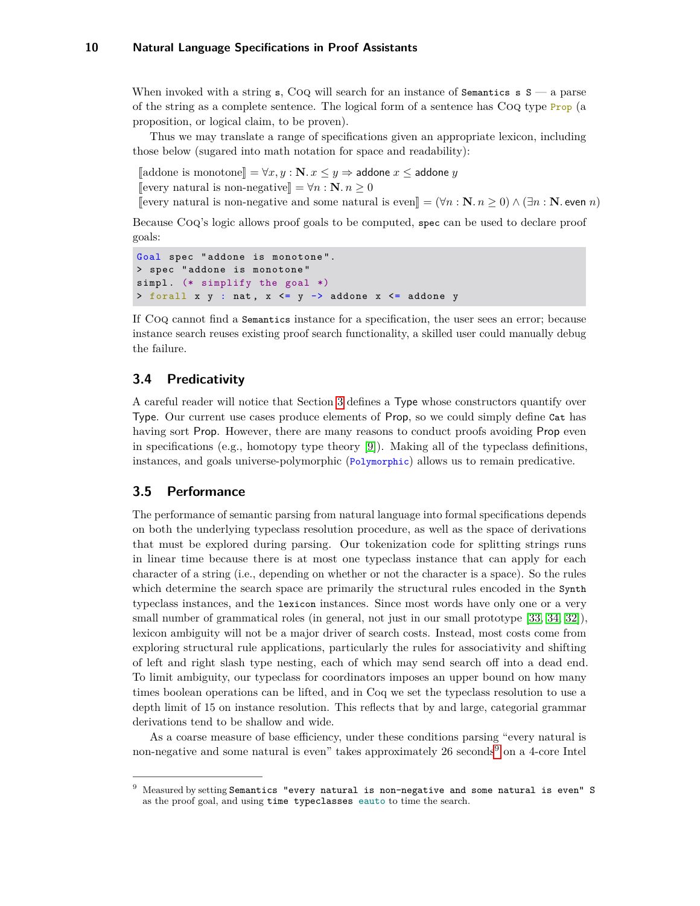When invoked with a string `s`, Coq will search for an instance of `Semantics s S` — a parse of the string as a complete sentence. The logical form of a sentence has Coq type `Prop` (a proposition, or logical claim, to be proven).

Thus we may translate a range of specifications given an appropriate lexicon, including those below (sugared into math notation for space and readability):

$[\![\text{addone is monotone}]\!] = \forall x, y : \mathbf{N}.\, x \leq y \Rightarrow \mathsf{addone}\ x \leq \mathsf{addone}\ y$
$[\![\text{every natural is non-negative}]\!] = \forall n : \mathbf{N}.\, n \geq 0$
$[\![\text{every natural is non-negative and some natural is even}]\!] = (\forall n : \mathbf{N}.\, n \geq 0) \wedge (\exists n : \mathbf{N}.\, \mathsf{even}\ n)$

Because Coq's logic allows proof goals to be computed, `spec` can be used to declare proof goals:

```
Goal spec "addone is monotone".
> spec "addone is monotone"
simpl. (* simplify the goal *)
> forall x y : nat, x <= y -> addone x <= addone y
```

If Coq cannot find a `Semantics` instance for a specification, the user sees an error; because instance search reuses existing proof search functionality, a skilled user could manually debug the failure.

## 3.4 Predicativity

A careful reader will notice that Section 3 defines a Type whose constructors quantify over Type. Our current use cases produce elements of Prop, so we could simply define `Cat` has having sort Prop. However, there are many reasons to conduct proofs avoiding Prop even in specifications (e.g., homotopy type theory [9]). Making all of the typeclass definitions, instances, and goals universe-polymorphic (`Polymorphic`) allows us to remain predicative.

## 3.5 Performance

The performance of semantic parsing from natural language into formal specifications depends on both the underlying typeclass resolution procedure, as well as the space of derivations that must be explored during parsing. Our tokenization code for splitting strings runs in linear time because there is at most one typeclass instance that can apply for each character of a string (i.e., depending on whether or not the character is a space). So the rules which determine the search space are primarily the structural rules encoded in the `Synth` typeclass instances, and the `lexicon` instances. Since most words have only one or a very small number of grammatical roles (in general, not just in our small prototype [33, 34, 32]), lexicon ambiguity will not be a major driver of search costs. Instead, most costs come from exploring structural rule applications, particularly the rules for associativity and shifting of left and right slash type nesting, each of which may send search off into a dead end. To limit ambiguity, our typeclass for coordinators imposes an upper bound on how many times boolean operations can be lifted, and in Coq we set the typeclass resolution to use a depth limit of 15 on instance resolution. This reflects that by and large, categorial grammar derivations tend to be shallow and wide.

As a coarse measure of base efficiency, under these conditions parsing "every natural is non-negative and some natural is even" takes approximately 26 seconds[9] on a 4-core Intel

[9] Measured by setting `Semantics "every natural is non-negative and some natural is even" S` as the proof goal, and using `time typeclasses eauto` to time the search.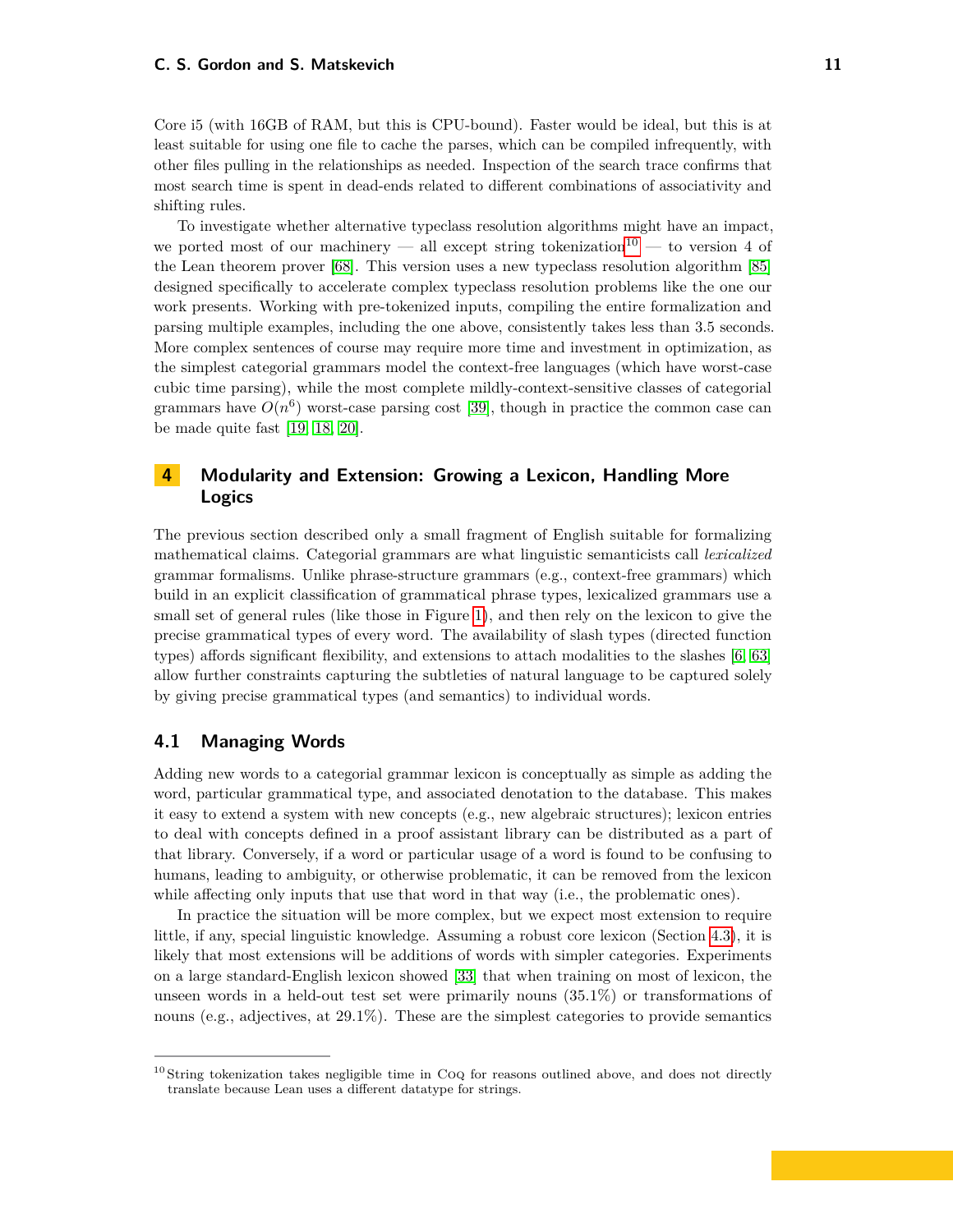Core i5 (with 16GB of RAM, but this is CPU-bound). Faster would be ideal, but this is at least suitable for using one file to cache the parses, which can be compiled infrequently, with other files pulling in the relationships as needed. Inspection of the search trace confirms that most search time is spent in dead-ends related to different combinations of associativity and shifting rules.

To investigate whether alternative typeclass resolution algorithms might have an impact, we ported most of our machinery — all except string tokenization[10] — to version 4 of the Lean theorem prover [68]. This version uses a new typeclass resolution algorithm [85] designed specifically to accelerate complex typeclass resolution problems like the one our work presents. Working with pre-tokenized inputs, compiling the entire formalization and parsing multiple examples, including the one above, consistently takes less than 3.5 seconds. More complex sentences of course may require more time and investment in optimization, as the simplest categorial grammars model the context-free languages (which have worst-case cubic time parsing), while the most complete mildly-context-sensitive classes of categorial grammars have $O(n^6)$ worst-case parsing cost [39], though in practice the common case can be made quite fast [19, 18, 20].

# 4 Modularity and Extension: Growing a Lexicon, Handling More Logics

The previous section described only a small fragment of English suitable for formalizing mathematical claims. Categorial grammars are what linguistic semanticists call *lexicalized* grammar formalisms. Unlike phrase-structure grammars (e.g., context-free grammars) which build in an explicit classification of grammatical phrase types, lexicalized grammars use a small set of general rules (like those in Figure 1), and then rely on the lexicon to give the precise grammatical types of every word. The availability of slash types (directed function types) affords significant flexibility, and extensions to attach modalities to the slashes [6, 63] allow further constraints capturing the subtleties of natural language to be captured solely by giving precise grammatical types (and semantics) to individual words.

## 4.1 Managing Words

Adding new words to a categorial grammar lexicon is conceptually as simple as adding the word, particular grammatical type, and associated denotation to the database. This makes it easy to extend a system with new concepts (e.g., new algebraic structures); lexicon entries to deal with concepts defined in a proof assistant library can be distributed as a part of that library. Conversely, if a word or particular usage of a word is found to be confusing to humans, leading to ambiguity, or otherwise problematic, it can be removed from the lexicon while affecting only inputs that use that word in that way (i.e., the problematic ones).

In practice the situation will be more complex, but we expect most extension to require little, if any, special linguistic knowledge. Assuming a robust core lexicon (Section 4.3), it is likely that most extensions will be additions of words with simpler categories. Experiments on a large standard-English lexicon showed [33] that when training on most of lexicon, the unseen words in a held-out test set were primarily nouns (35.1%) or transformations of nouns (e.g., adjectives, at 29.1%). These are the simplest categories to provide semantics

[10] String tokenization takes negligible time in Coq for reasons outlined above, and does not directly translate because Lean uses a different datatype for strings.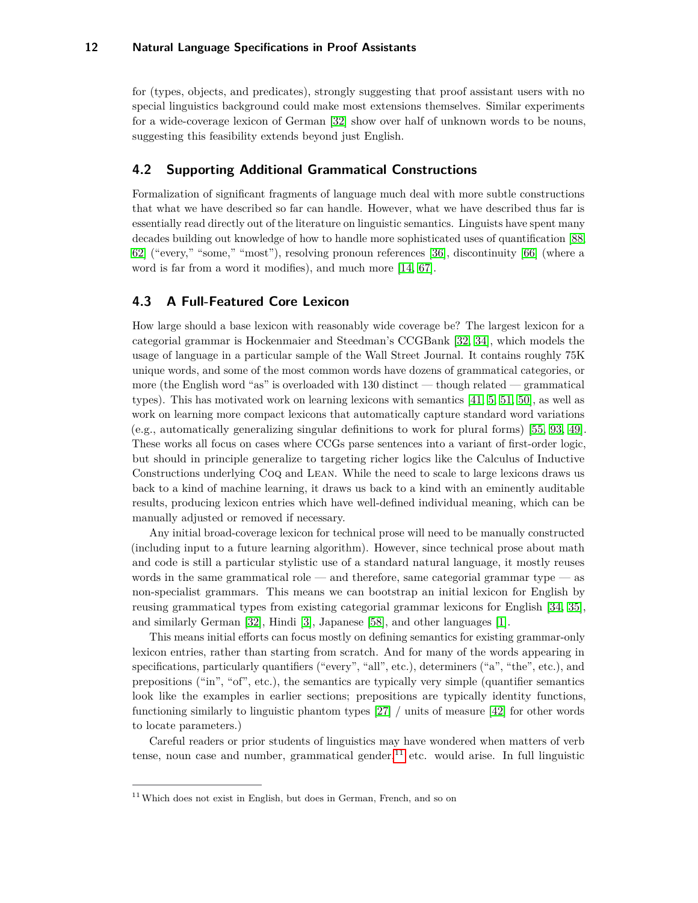for (types, objects, and predicates), strongly suggesting that proof assistant users with no special linguistics background could make most extensions themselves. Similar experiments for a wide-coverage lexicon of German [32] show over half of unknown words to be nouns, suggesting this feasibility extends beyond just English.

## 4.2 Supporting Additional Grammatical Constructions

Formalization of significant fragments of language much deal with more subtle constructions that what we have described so far can handle. However, what we have described thus far is essentially read directly out of the literature on linguistic semantics. Linguists have spent many decades building out knowledge of how to handle more sophisticated uses of quantification [88, 62] ("every," "some," "most"), resolving pronoun references [36], discontinuity [66] (where a word is far from a word it modifies), and much more [14, 67].

## 4.3 A Full-Featured Core Lexicon

How large should a base lexicon with reasonably wide coverage be? The largest lexicon for a categorial grammar is Hockenmaier and Steedman's CCGBank [32, 34], which models the usage of language in a particular sample of the Wall Street Journal. It contains roughly 75K unique words, and some of the most common words have dozens of grammatical categories, or more (the English word "as" is overloaded with 130 distinct — though related — grammatical types). This has motivated work on learning lexicons with semantics [41, 5, 51, 50], as well as work on learning more compact lexicons that automatically capture standard word variations (e.g., automatically generalizing singular definitions to work for plural forms) [55, 93, 49]. These works all focus on cases where CCGs parse sentences into a variant of first-order logic, but should in principle generalize to targeting richer logics like the Calculus of Inductive Constructions underlying Coq and Lean. While the need to scale to large lexicons draws us back to a kind of machine learning, it draws us back to a kind with an eminently auditable results, producing lexicon entries which have well-defined individual meaning, which can be manually adjusted or removed if necessary.

Any initial broad-coverage lexicon for technical prose will need to be manually constructed (including input to a future learning algorithm). However, since technical prose about math and code is still a particular stylistic use of a standard natural language, it mostly reuses words in the same grammatical role — and therefore, same categorial grammar type — as non-specialist grammars. This means we can bootstrap an initial lexicon for English by reusing grammatical types from existing categorial grammar lexicons for English [34, 35], and similarly German [32], Hindi [3], Japanese [58], and other languages [1].

This means initial efforts can focus mostly on defining semantics for existing grammar-only lexicon entries, rather than starting from scratch. And for many of the words appearing in specifications, particularly quantifiers ("every", "all", etc.), determiners ("a", "the", etc.), and prepositions ("in", "of", etc.), the semantics are typically very simple (quantifier semantics look like the examples in earlier sections; prepositions are typically identity functions, functioning similarly to linguistic phantom types [27] / units of measure [42] for other words to locate parameters.)

Careful readers or prior students of linguistics may have wondered when matters of verb tense, noun case and number, grammatical gender[11] etc. would arise. In full linguistic

[11] Which does not exist in English, but does in German, French, and so on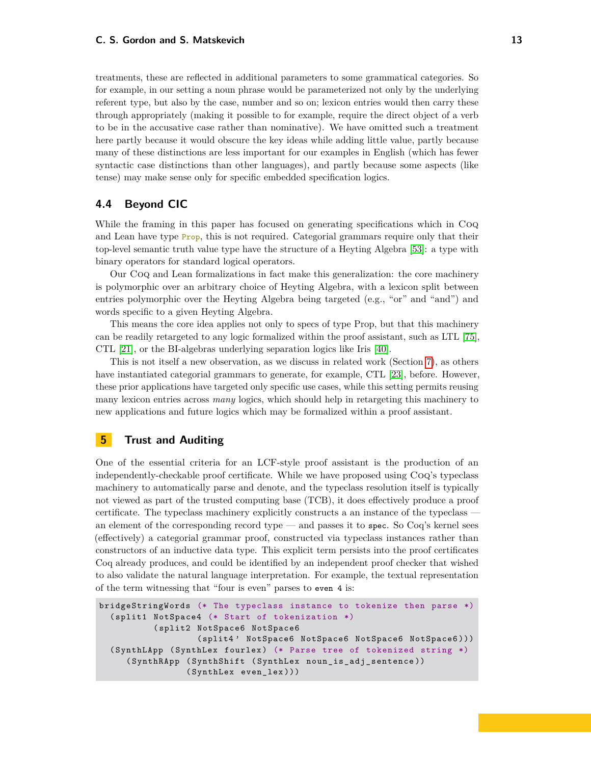treatments, these are reflected in additional parameters to some grammatical categories. So for example, in our setting a noun phrase would be parameterized not only by the underlying referent type, but also by the case, number and so on; lexicon entries would then carry these through appropriately (making it possible to for example, require the direct object of a verb to be in the accusative case rather than nominative). We have omitted such a treatment here partly because it would obscure the key ideas while adding little value, partly because many of these distinctions are less important for our examples in English (which has fewer syntactic case distinctions than other languages), and partly because some aspects (like tense) may make sense only for specific embedded specification logics.

## 4.4 Beyond CIC

While the framing in this paper has focused on generating specifications which in Coq and Lean have type `Prop`, this is not required. Categorial grammars require only that their top-level semantic truth value type have the structure of a Heyting Algebra [53]: a type with binary operators for standard logical operators.

Our Coq and Lean formalizations in fact make this generalization: the core machinery is polymorphic over an arbitrary choice of Heyting Algebra, with a lexicon split between entries polymorphic over the Heyting Algebra being targeted (e.g., "or" and "and") and words specific to a given Heyting Algebra.

This means the core idea applies not only to specs of type Prop, but that this machinery can be readily retargeted to any logic formalized within the proof assistant, such as LTL [75], CTL [21], or the BI-algebras underlying separation logics like Iris [40].

This is not itself a new observation, as we discuss in related work (Section 7), as others have instantiated categorial grammars to generate, for example, CTL [23], before. However, these prior applications have targeted only specific use cases, while this setting permits reusing many lexicon entries across *many* logics, which should help in retargeting this machinery to new applications and future logics which may be formalized within a proof assistant.

# 5 Trust and Auditing

One of the essential criteria for an LCF-style proof assistant is the production of an independently-checkable proof certificate. While we have proposed using Coq's typeclass machinery to automatically parse and denote, and the typeclass resolution itself is typically not viewed as part of the trusted computing base (TCB), it does effectively produce a proof certificate. The typeclass machinery explicitly constructs a an instance of the typeclass — an element of the corresponding record type — and passes it to `spec`. So Coq's kernel sees (effectively) a categorial grammar proof, constructed via typeclass instances rather than constructors of an inductive data type. This explicit term persists into the proof certificates Coq already produces, and could be identified by an independent proof checker that wished to also validate the natural language interpretation. For example, the textual representation of the term witnessing that "four is even" parses to `even 4` is:

```
bridgeStringWords (* The typeclass instance to tokenize then parse *)
  (split1 NotSpace4 (* Start of tokenization *)
          (split2 NotSpace6 NotSpace6
                  (split4' NotSpace6 NotSpace6 NotSpace6 NotSpace6)))
  (SynthLApp (SynthLex fourlex) (* Parse tree of tokenized string *)
     (SynthRApp (SynthShift (SynthLex noun_is_adj_sentence))
                (SynthLex even_lex)))
```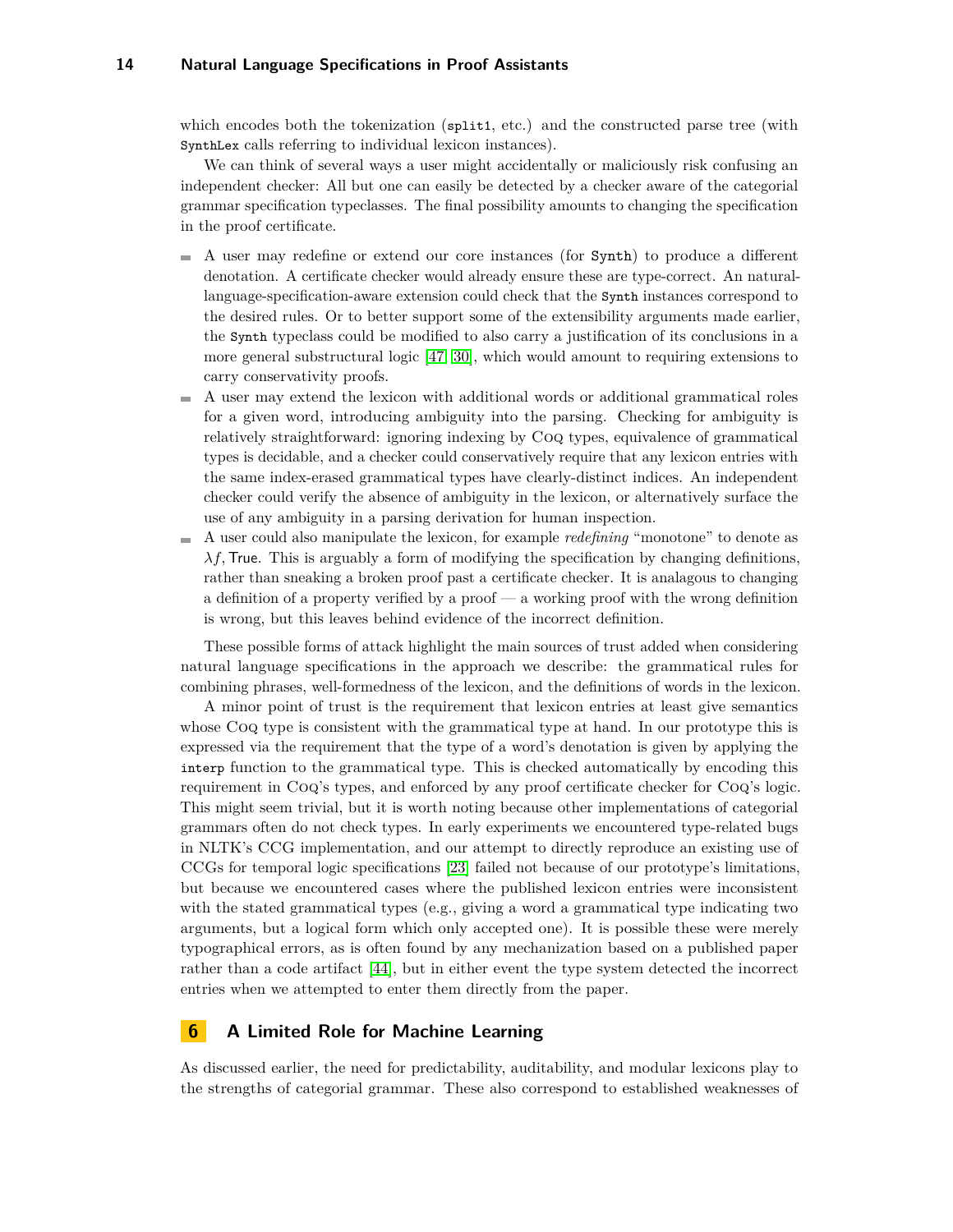which encodes both the tokenization (`split1`, etc.) and the constructed parse tree (with `SynthLex` calls referring to individual lexicon instances).

We can think of several ways a user might accidentally or maliciously risk confusing an independent checker: All but one can easily be detected by a checker aware of the categorial grammar specification typeclasses. The final possibility amounts to changing the specification in the proof certificate.

- A user may redefine or extend our core instances (for `Synth`) to produce a different denotation. A certificate checker would already ensure these are type-correct. An natural-language-specification-aware extension could check that the `Synth` instances correspond to the desired rules. Or to better support some of the extensibility arguments made earlier, the `Synth` typeclass could be modified to also carry a justification of its conclusions in a more general substructural logic [47, 30], which would amount to requiring extensions to carry conservativity proofs.
- A user may extend the lexicon with additional words or additional grammatical roles for a given word, introducing ambiguity into the parsing. Checking for ambiguity is relatively straightforward: ignoring indexing by Coq types, equivalence of grammatical types is decidable, and a checker could conservatively require that any lexicon entries with the same index-erased grammatical types have clearly-distinct indices. An independent checker could verify the absence of ambiguity in the lexicon, or alternatively surface the use of any ambiguity in a parsing derivation for human inspection.
- A user could also manipulate the lexicon, for example *redefining* "monotone" to denote as $\lambda f, \mathsf{True}$. This is arguably a form of modifying the specification by changing definitions, rather than sneaking a broken proof past a certificate checker. It is analagous to changing a definition of a property verified by a proof — a working proof with the wrong definition is wrong, but this leaves behind evidence of the incorrect definition.

These possible forms of attack highlight the main sources of trust added when considering natural language specifications in the approach we describe: the grammatical rules for combining phrases, well-formedness of the lexicon, and the definitions of words in the lexicon.

A minor point of trust is the requirement that lexicon entries at least give semantics whose Coq type is consistent with the grammatical type at hand. In our prototype this is expressed via the requirement that the type of a word's denotation is given by applying the `interp` function to the grammatical type. This is checked automatically by encoding this requirement in Coq's types, and enforced by any proof certificate checker for Coq's logic. This might seem trivial, but it is worth noting because other implementations of categorial grammars often do not check types. In early experiments we encountered type-related bugs in NLTK's CCG implementation, and our attempt to directly reproduce an existing use of CCGs for temporal logic specifications [23] failed not because of our prototype's limitations, but because we encountered cases where the published lexicon entries were inconsistent with the stated grammatical types (e.g., giving a word a grammatical type indicating two arguments, but a logical form which only accepted one). It is possible these were merely typographical errors, as is often found by any mechanization based on a published paper rather than a code artifact [44], but in either event the type system detected the incorrect entries when we attempted to enter them directly from the paper.

## 6 A Limited Role for Machine Learning

As discussed earlier, the need for predictability, auditability, and modular lexicons play to the strengths of categorial grammar. These also correspond to established weaknesses of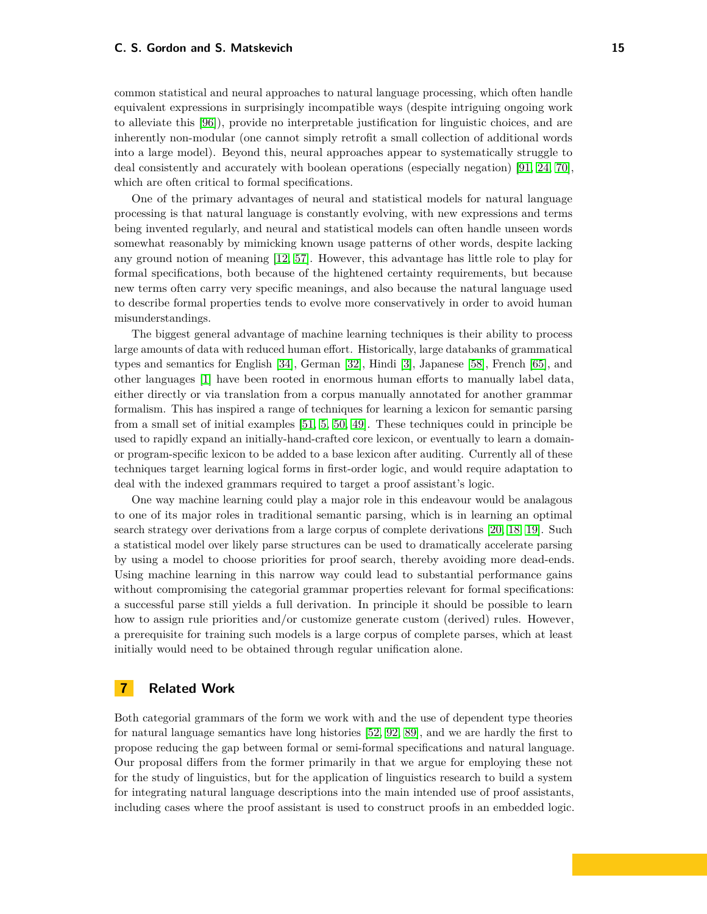common statistical and neural approaches to natural language processing, which often handle equivalent expressions in surprisingly incompatible ways (despite intriguing ongoing work to alleviate this [96]), provide no interpretable justification for linguistic choices, and are inherently non-modular (one cannot simply retrofit a small collection of additional words into a large model). Beyond this, neural approaches appear to systematically struggle to deal consistently and accurately with boolean operations (especially negation) [91, 24, 70], which are often critical to formal specifications.

One of the primary advantages of neural and statistical models for natural language processing is that natural language is constantly evolving, with new expressions and terms being invented regularly, and neural and statistical models can often handle unseen words somewhat reasonably by mimicking known usage patterns of other words, despite lacking any ground notion of meaning [12, 57]. However, this advantage has little role to play for formal specifications, both because of the hightened certainty requirements, but because new terms often carry very specific meanings, and also because the natural language used to describe formal properties tends to evolve more conservatively in order to avoid human misunderstandings.

The biggest general advantage of machine learning techniques is their ability to process large amounts of data with reduced human effort. Historically, large databanks of grammatical types and semantics for English [34], German [32], Hindi [3], Japanese [58], French [65], and other languages [1] have been rooted in enormous human efforts to manually label data, either directly or via translation from a corpus manually annotated for another grammar formalism. This has inspired a range of techniques for learning a lexicon for semantic parsing from a small set of initial examples [51, 5, 50, 49]. These techniques could in principle be used to rapidly expand an initially-hand-crafted core lexicon, or eventually to learn a domain- or program-specific lexicon to be added to a base lexicon after auditing. Currently all of these techniques target learning logical forms in first-order logic, and would require adaptation to deal with the indexed grammars required to target a proof assistant's logic.

One way machine learning could play a major role in this endeavour would be analagous to one of its major roles in traditional semantic parsing, which is in learning an optimal search strategy over derivations from a large corpus of complete derivations [20, 18, 19]. Such a statistical model over likely parse structures can be used to dramatically accelerate parsing by using a model to choose priorities for proof search, thereby avoiding more dead-ends. Using machine learning in this narrow way could lead to substantial performance gains without compromising the categorial grammar properties relevant for formal specifications: a successful parse still yields a full derivation. In principle it should be possible to learn how to assign rule priorities and/or customize generate custom (derived) rules. However, a prerequisite for training such models is a large corpus of complete parses, which at least initially would need to be obtained through regular unification alone.

## 7 Related Work

Both categorial grammars of the form we work with and the use of dependent type theories for natural language semantics have long histories [52, 92, 89], and we are hardly the first to propose reducing the gap between formal or semi-formal specifications and natural language. Our proposal differs from the former primarily in that we argue for employing these not for the study of linguistics, but for the application of linguistics research to build a system for integrating natural language descriptions into the main intended use of proof assistants, including cases where the proof assistant is used to construct proofs in an embedded logic.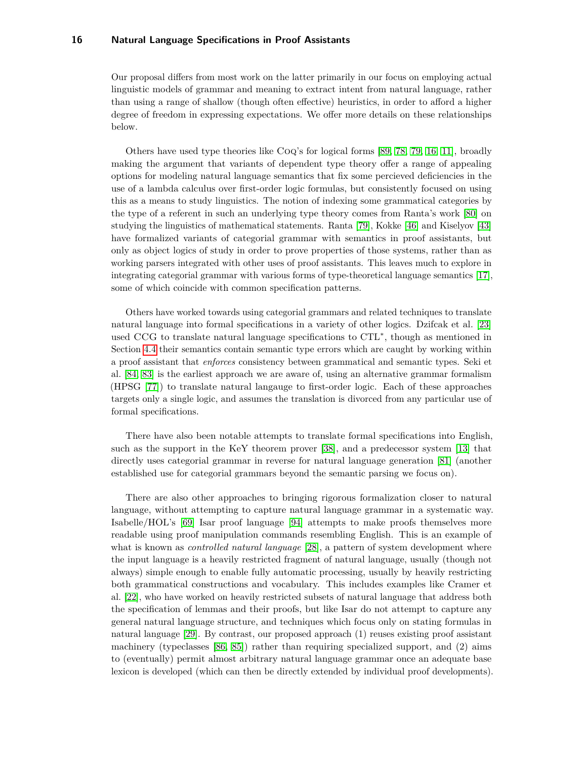Our proposal differs from most work on the latter primarily in our focus on employing actual linguistic models of grammar and meaning to extract intent from natural language, rather than using a range of shallow (though often effective) heuristics, in order to afford a higher degree of freedom in expressing expectations. We offer more details on these relationships below.

Others have used type theories like Coq's for logical forms [89, 78, 79, 16, 11], broadly making the argument that variants of dependent type theory offer a range of appealing options for modeling natural language semantics that fix some percieved deficiencies in the use of a lambda calculus over first-order logic formulas, but consistently focused on using this as a means to study linguistics. The notion of indexing some grammatical categories by the type of a referent in such an underlying type theory comes from Ranta's work [80] on studying the linguistics of mathematical statements. Ranta [79], Kokke [46] and Kiselyov [43] have formalized variants of categorial grammar with semantics in proof assistants, but only as object logics of study in order to prove properties of those systems, rather than as working parsers integrated with other uses of proof assistants. This leaves much to explore in integrating categorial grammar with various forms of type-theoretical language semantics [17], some of which coincide with common specification patterns.

Others have worked towards using categorial grammars and related techniques to translate natural language into formal specifications in a variety of other logics. Dzifcak et al. [23] used CCG to translate natural language specifications to CTL$^*$, though as mentioned in Section 4.4 their semantics contain semantic type errors which are caught by working within a proof assistant that *enforces* consistency between grammatical and semantic types. Seki et al. [84, 83] is the earliest approach we are aware of, using an alternative grammar formalism (HPSG [77]) to translate natural langauge to first-order logic. Each of these approaches targets only a single logic, and assumes the translation is divorced from any particular use of formal specifications.

There have also been notable attempts to translate formal specifications into English, such as the support in the KeY theorem prover [38], and a predecessor system [13] that directly uses categorial grammar in reverse for natural language generation [81] (another established use for categorial grammars beyond the semantic parsing we focus on).

There are also other approaches to bringing rigorous formalization closer to natural language, without attempting to capture natural language grammar in a systematic way. Isabelle/HOL's [69] Isar proof language [94] attempts to make proofs themselves more readable using proof manipulation commands resembling English. This is an example of what is known as *controlled natural language* [28], a pattern of system development where the input language is a heavily restricted fragment of natural language, usually (though not always) simple enough to enable fully automatic processing, usually by heavily restricting both grammatical constructions and vocabulary. This includes examples like Cramer et al. [22], who have worked on heavily restricted subsets of natural language that address both the specification of lemmas and their proofs, but like Isar do not attempt to capture any general natural language structure, and techniques which focus only on stating formulas in natural language [29]. By contrast, our proposed approach (1) reuses existing proof assistant machinery (typeclasses [86, 85]) rather than requiring specialized support, and (2) aims to (eventually) permit almost arbitrary natural language grammar once an adequate base lexicon is developed (which can then be directly extended by individual proof developments).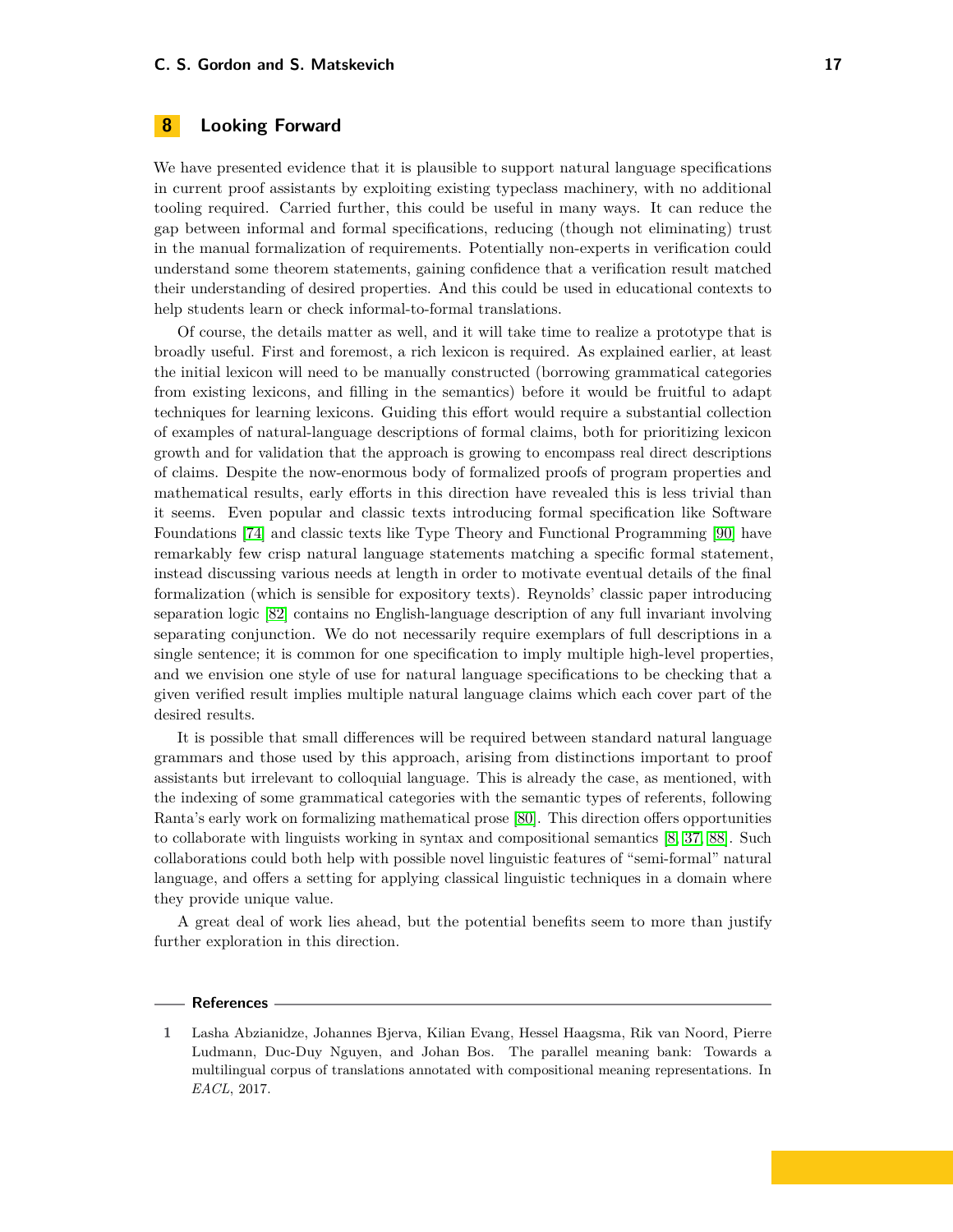## 8 Looking Forward

We have presented evidence that it is plausible to support natural language specifications in current proof assistants by exploiting existing typeclass machinery, with no additional tooling required. Carried further, this could be useful in many ways. It can reduce the gap between informal and formal specifications, reducing (though not eliminating) trust in the manual formalization of requirements. Potentially non-experts in verification could understand some theorem statements, gaining confidence that a verification result matched their understanding of desired properties. And this could be used in educational contexts to help students learn or check informal-to-formal translations.

Of course, the details matter as well, and it will take time to realize a prototype that is broadly useful. First and foremost, a rich lexicon is required. As explained earlier, at least the initial lexicon will need to be manually constructed (borrowing grammatical categories from existing lexicons, and filling in the semantics) before it would be fruitful to adapt techniques for learning lexicons. Guiding this effort would require a substantial collection of examples of natural-language descriptions of formal claims, both for prioritizing lexicon growth and for validation that the approach is growing to encompass real direct descriptions of claims. Despite the now-enormous body of formalized proofs of program properties and mathematical results, early efforts in this direction have revealed this is less trivial than it seems. Even popular and classic texts introducing formal specification like Software Foundations [74] and classic texts like Type Theory and Functional Programming [90] have remarkably few crisp natural language statements matching a specific formal statement, instead discussing various needs at length in order to motivate eventual details of the final formalization (which is sensible for expository texts). Reynolds' classic paper introducing separation logic [82] contains no English-language description of any full invariant involving separating conjunction. We do not necessarily require exemplars of full descriptions in a single sentence; it is common for one specification to imply multiple high-level properties, and we envision one style of use for natural language specifications to be checking that a given verified result implies multiple natural language claims which each cover part of the desired results.

It is possible that small differences will be required between standard natural language grammars and those used by this approach, arising from distinctions important to proof assistants but irrelevant to colloquial language. This is already the case, as mentioned, with the indexing of some grammatical categories with the semantic types of referents, following Ranta's early work on formalizing mathematical prose [80]. This direction offers opportunities to collaborate with linguists working in syntax and compositional semantics [8, 37, 88]. Such collaborations could both help with possible novel linguistic features of "semi-formal" natural language, and offers a setting for applying classical linguistic techniques in a domain where they provide unique value.

A great deal of work lies ahead, but the potential benefits seem to more than justify further exploration in this direction.

## References

1 Lasha Abzianidze, Johannes Bjerva, Kilian Evang, Hessel Haagsma, Rik van Noord, Pierre Ludmann, Duc-Duy Nguyen, and Johan Bos. The parallel meaning bank: Towards a multilingual corpus of translations annotated with compositional meaning representations. In *EACL*, 2017.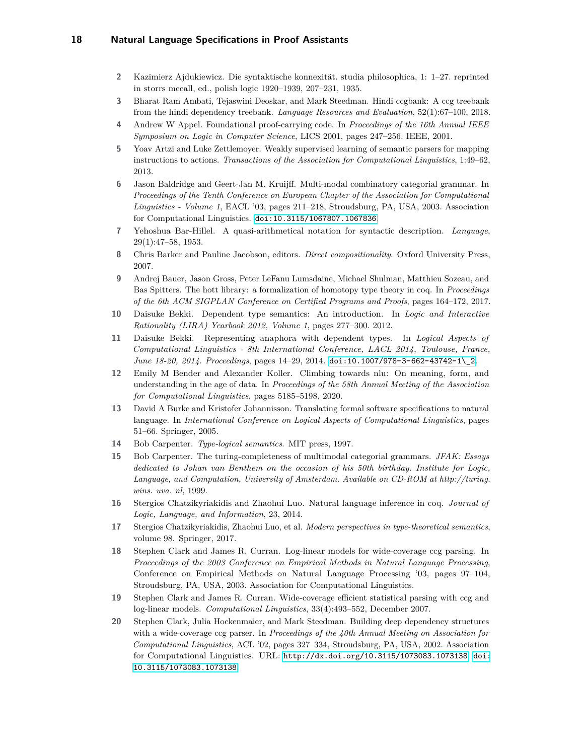2. Kazimierz Ajdukiewicz. Die syntaktische konnexität. studia philosophica, 1: 1–27. reprinted in storrs mccall, ed., polish logic 1920–1939, 207–231, 1935.
3. Bharat Ram Ambati, Tejaswini Deoskar, and Mark Steedman. Hindi ccgbank: A ccg treebank from the hindi dependency treebank. *Language Resources and Evaluation*, 52(1):67–100, 2018.
4. Andrew W Appel. Foundational proof-carrying code. In *Proceedings of the 16th Annual IEEE Symposium on Logic in Computer Science*, LICS 2001, pages 247–256. IEEE, 2001.
5. Yoav Artzi and Luke Zettlemoyer. Weakly supervised learning of semantic parsers for mapping instructions to actions. *Transactions of the Association for Computational Linguistics*, 1:49–62, 2013.
6. Jason Baldridge and Geert-Jan M. Kruijff. Multi-modal combinatory categorial grammar. In *Proceedings of the Tenth Conference on European Chapter of the Association for Computational Linguistics - Volume 1*, EACL '03, pages 211–218, Stroudsburg, PA, USA, 2003. Association for Computational Linguistics. doi:10.3115/1067807.1067836.
7. Yehoshua Bar-Hillel. A quasi-arithmetical notation for syntactic description. *Language*, 29(1):47–58, 1953.
8. Chris Barker and Pauline Jacobson, editors. *Direct compositionality*. Oxford University Press, 2007.
9. Andrej Bauer, Jason Gross, Peter LeFanu Lumsdaine, Michael Shulman, Matthieu Sozeau, and Bas Spitters. The hott library: a formalization of homotopy type theory in coq. In *Proceedings of the 6th ACM SIGPLAN Conference on Certified Programs and Proofs*, pages 164–172, 2017.
10. Daisuke Bekki. Dependent type semantics: An introduction. In *Logic and Interactive Rationality (LIRA) Yearbook 2012, Volume 1*, pages 277–300. 2012.
11. Daisuke Bekki. Representing anaphora with dependent types. In *Logical Aspects of Computational Linguistics - 8th International Conference, LACL 2014, Toulouse, France, June 18-20, 2014. Proceedings*, pages 14–29, 2014. doi:10.1007/978-3-662-43742-1\_2.
12. Emily M Bender and Alexander Koller. Climbing towards nlu: On meaning, form, and understanding in the age of data. In *Proceedings of the 58th Annual Meeting of the Association for Computational Linguistics*, pages 5185–5198, 2020.
13. David A Burke and Kristofer Johannisson. Translating formal software specifications to natural language. In *International Conference on Logical Aspects of Computational Linguistics*, pages 51–66. Springer, 2005.
14. Bob Carpenter. *Type-logical semantics*. MIT press, 1997.
15. Bob Carpenter. The turing-completeness of multimodal categorial grammars. *JFAK: Essays dedicated to Johan van Benthem on the occasion of his 50th birthday. Institute for Logic, Language, and Computation, University of Amsterdam. Available on CD-ROM at http://turing. wins. uva. nl*, 1999.
16. Stergios Chatzikyriakidis and Zhaohui Luo. Natural language inference in coq. *Journal of Logic, Language, and Information*, 23, 2014.
17. Stergios Chatzikyriakidis, Zhaohui Luo, et al. *Modern perspectives in type-theoretical semantics*, volume 98. Springer, 2017.
18. Stephen Clark and James R. Curran. Log-linear models for wide-coverage ccg parsing. In *Proceedings of the 2003 Conference on Empirical Methods in Natural Language Processing*, Conference on Empirical Methods on Natural Language Processing '03, pages 97–104, Stroudsburg, PA, USA, 2003. Association for Computational Linguistics.
19. Stephen Clark and James R. Curran. Wide-coverage efficient statistical parsing with ccg and log-linear models. *Computational Linguistics*, 33(4):493–552, December 2007.
20. Stephen Clark, Julia Hockenmaier, and Mark Steedman. Building deep dependency structures with a wide-coverage ccg parser. In *Proceedings of the 40th Annual Meeting on Association for Computational Linguistics*, ACL '02, pages 327–334, Stroudsburg, PA, USA, 2002. Association for Computational Linguistics. URL: http://dx.doi.org/10.3115/1073083.1073138, doi:10.3115/1073083.1073138.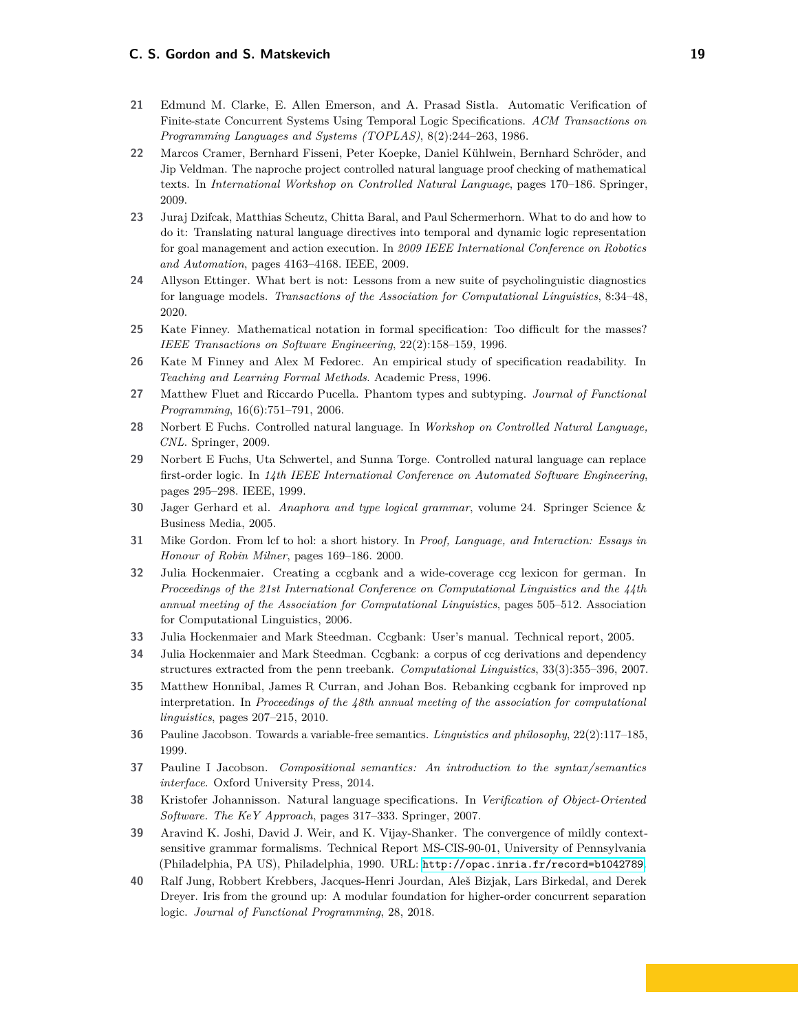21 Edmund M. Clarke, E. Allen Emerson, and A. Prasad Sistla. Automatic Verification of Finite-state Concurrent Systems Using Temporal Logic Specifications. *ACM Transactions on Programming Languages and Systems (TOPLAS)*, 8(2):244–263, 1986.

22 Marcos Cramer, Bernhard Fisseni, Peter Koepke, Daniel Kühlwein, Bernhard Schröder, and Jip Veldman. The naproche project controlled natural language proof checking of mathematical texts. In *International Workshop on Controlled Natural Language*, pages 170–186. Springer, 2009.

23 Juraj Dzifcak, Matthias Scheutz, Chitta Baral, and Paul Schermerhorn. What to do and how to do it: Translating natural language directives into temporal and dynamic logic representation for goal management and action execution. In *2009 IEEE International Conference on Robotics and Automation*, pages 4163–4168. IEEE, 2009.

24 Allyson Ettinger. What bert is not: Lessons from a new suite of psycholinguistic diagnostics for language models. *Transactions of the Association for Computational Linguistics*, 8:34–48, 2020.

25 Kate Finney. Mathematical notation in formal specification: Too difficult for the masses? *IEEE Transactions on Software Engineering*, 22(2):158–159, 1996.

26 Kate M Finney and Alex M Fedorec. An empirical study of specification readability. In *Teaching and Learning Formal Methods*. Academic Press, 1996.

27 Matthew Fluet and Riccardo Pucella. Phantom types and subtyping. *Journal of Functional Programming*, 16(6):751–791, 2006.

28 Norbert E Fuchs. Controlled natural language. In *Workshop on Controlled Natural Language, CNL*. Springer, 2009.

29 Norbert E Fuchs, Uta Schwertel, and Sunna Torge. Controlled natural language can replace first-order logic. In *14th IEEE International Conference on Automated Software Engineering*, pages 295–298. IEEE, 1999.

30 Jager Gerhard et al. *Anaphora and type logical grammar*, volume 24. Springer Science & Business Media, 2005.

31 Mike Gordon. From lcf to hol: a short history. In *Proof, Language, and Interaction: Essays in Honour of Robin Milner*, pages 169–186. 2000.

32 Julia Hockenmaier. Creating a ccgbank and a wide-coverage ccg lexicon for german. In *Proceedings of the 21st International Conference on Computational Linguistics and the 44th annual meeting of the Association for Computational Linguistics*, pages 505–512. Association for Computational Linguistics, 2006.

33 Julia Hockenmaier and Mark Steedman. Ccgbank: User's manual. Technical report, 2005.

34 Julia Hockenmaier and Mark Steedman. Ccgbank: a corpus of ccg derivations and dependency structures extracted from the penn treebank. *Computational Linguistics*, 33(3):355–396, 2007.

35 Matthew Honnibal, James R Curran, and Johan Bos. Rebanking ccgbank for improved np interpretation. In *Proceedings of the 48th annual meeting of the association for computational linguistics*, pages 207–215, 2010.

36 Pauline Jacobson. Towards a variable-free semantics. *Linguistics and philosophy*, 22(2):117–185, 1999.

37 Pauline I Jacobson. *Compositional semantics: An introduction to the syntax/semantics interface*. Oxford University Press, 2014.

38 Kristofer Johannisson. Natural language specifications. In *Verification of Object-Oriented Software. The KeY Approach*, pages 317–333. Springer, 2007.

39 Aravind K. Joshi, David J. Weir, and K. Vijay-Shanker. The convergence of mildly context-sensitive grammar formalisms. Technical Report MS-CIS-90-01, University of Pennsylvania (Philadelphia, PA US), Philadelphia, 1990. URL: http://opac.inria.fr/record=b1042789.

40 Ralf Jung, Robbert Krebbers, Jacques-Henri Jourdan, Aleš Bizjak, Lars Birkedal, and Derek Dreyer. Iris from the ground up: A modular foundation for higher-order concurrent separation logic. *Journal of Functional Programming*, 28, 2018.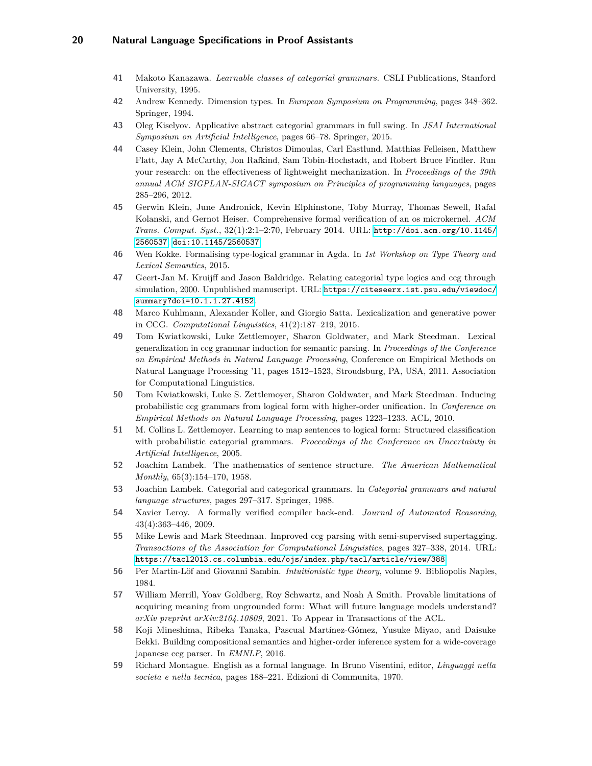41 Makoto Kanazawa. *Learnable classes of categorial grammars.* CSLI Publications, Stanford University, 1995.

42 Andrew Kennedy. Dimension types. In *European Symposium on Programming*, pages 348–362. Springer, 1994.

43 Oleg Kiselyov. Applicative abstract categorial grammars in full swing. In *JSAI International Symposium on Artificial Intelligence*, pages 66–78. Springer, 2015.

44 Casey Klein, John Clements, Christos Dimoulas, Carl Eastlund, Matthias Felleisen, Matthew Flatt, Jay A McCarthy, Jon Rafkind, Sam Tobin-Hochstadt, and Robert Bruce Findler. Run your research: on the effectiveness of lightweight mechanization. In *Proceedings of the 39th annual ACM SIGPLAN-SIGACT symposium on Principles of programming languages*, pages 285–296, 2012.

45 Gerwin Klein, June Andronick, Kevin Elphinstone, Toby Murray, Thomas Sewell, Rafal Kolanski, and Gernot Heiser. Comprehensive formal verification of an os microkernel. *ACM Trans. Comput. Syst.*, 32(1):2:1–2:70, February 2014. URL: http://doi.acm.org/10.1145/2560537, doi:10.1145/2560537.

46 Wen Kokke. Formalising type-logical grammar in Agda. In *1st Workshop on Type Theory and Lexical Semantics*, 2015.

47 Geert-Jan M. Kruijff and Jason Baldridge. Relating categorial type logics and ccg through simulation, 2000. Unpublished manuscript. URL: https://citeseerx.ist.psu.edu/viewdoc/summary?doi=10.1.1.27.4152.

48 Marco Kuhlmann, Alexander Koller, and Giorgio Satta. Lexicalization and generative power in CCG. *Computational Linguistics*, 41(2):187–219, 2015.

49 Tom Kwiatkowski, Luke Zettlemoyer, Sharon Goldwater, and Mark Steedman. Lexical generalization in ccg grammar induction for semantic parsing. In *Proceedings of the Conference on Empirical Methods in Natural Language Processing*, Conference on Empirical Methods on Natural Language Processing '11, pages 1512–1523, Stroudsburg, PA, USA, 2011. Association for Computational Linguistics.

50 Tom Kwiatkowski, Luke S. Zettlemoyer, Sharon Goldwater, and Mark Steedman. Inducing probabilistic ccg grammars from logical form with higher-order unification. In *Conference on Empirical Methods on Natural Language Processing*, pages 1223–1233. ACL, 2010.

51 M. Collins L. Zettlemoyer. Learning to map sentences to logical form: Structured classification with probabilistic categorial grammars. *Proceedings of the Conference on Uncertainty in Artificial Intelligence*, 2005.

52 Joachim Lambek. The mathematics of sentence structure. *The American Mathematical Monthly*, 65(3):154–170, 1958.

53 Joachim Lambek. Categorial and categorical grammars. In *Categorial grammars and natural language structures*, pages 297–317. Springer, 1988.

54 Xavier Leroy. A formally verified compiler back-end. *Journal of Automated Reasoning*, 43(4):363–446, 2009.

55 Mike Lewis and Mark Steedman. Improved ccg parsing with semi-supervised supertagging. *Transactions of the Association for Computational Linguistics*, pages 327–338, 2014. URL: https://tacl2013.cs.columbia.edu/ojs/index.php/tacl/article/view/388.

56 Per Martin-Löf and Giovanni Sambin. *Intuitionistic type theory*, volume 9. Bibliopolis Naples, 1984.

57 William Merrill, Yoav Goldberg, Roy Schwartz, and Noah A Smith. Provable limitations of acquiring meaning from ungrounded form: What will future language models understand? *arXiv preprint arXiv:2104.10809*, 2021. To Appear in Transactions of the ACL.

58 Koji Mineshima, Ribeka Tanaka, Pascual Martínez-Gómez, Yusuke Miyao, and Daisuke Bekki. Building compositional semantics and higher-order inference system for a wide-coverage japanese ccg parser. In *EMNLP*, 2016.

59 Richard Montague. English as a formal language. In Bruno Visentini, editor, *Linguaggi nella societa e nella tecnica*, pages 188–221. Edizioni di Communita, 1970.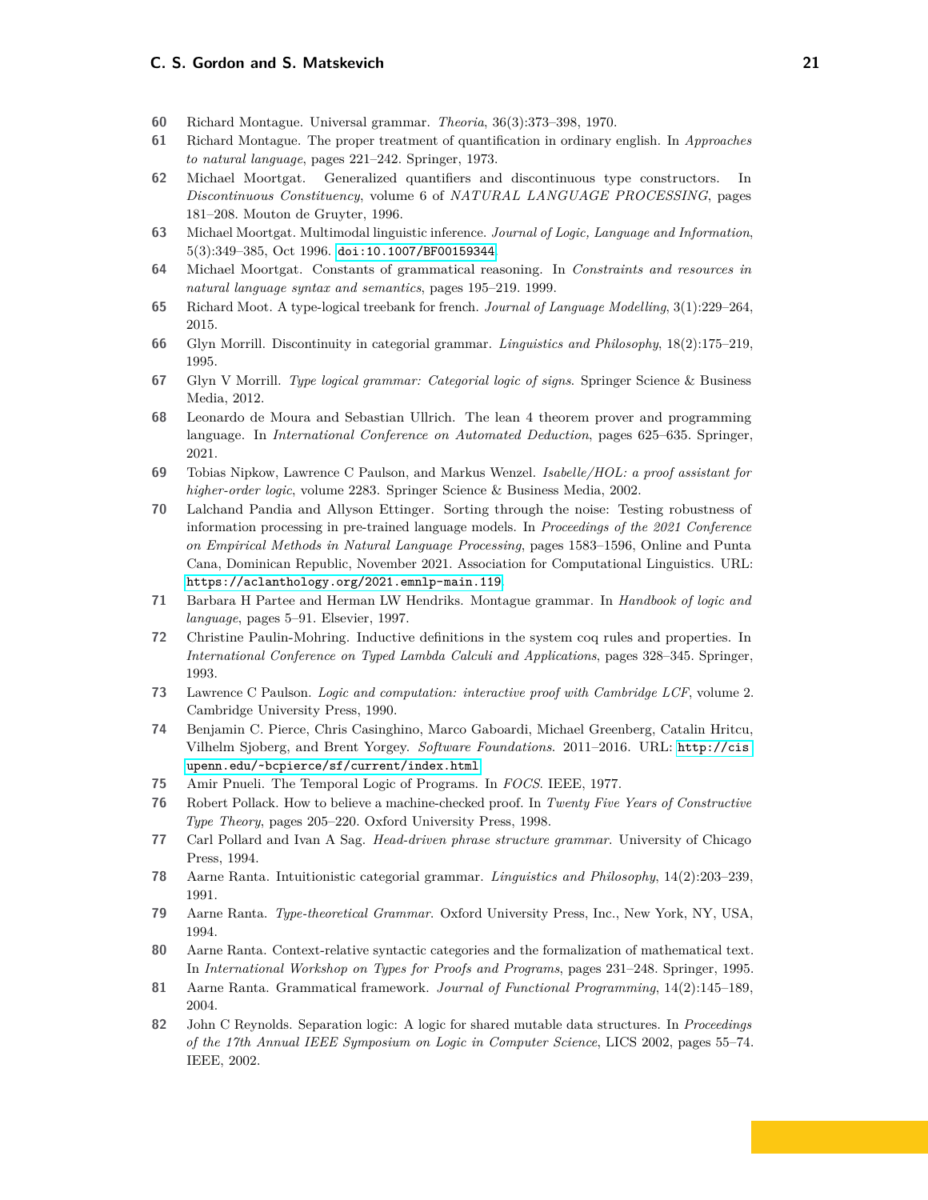60 Richard Montague. Universal grammar. *Theoria*, 36(3):373–398, 1970.

61 Richard Montague. The proper treatment of quantification in ordinary english. In *Approaches to natural language*, pages 221–242. Springer, 1973.

62 Michael Moortgat. Generalized quantifiers and discontinuous type constructors. In *Discontinuous Constituency*, volume 6 of *NATURAL LANGUAGE PROCESSING*, pages 181–208. Mouton de Gruyter, 1996.

63 Michael Moortgat. Multimodal linguistic inference. *Journal of Logic, Language and Information*, 5(3):349–385, Oct 1996. doi:10.1007/BF00159344.

64 Michael Moortgat. Constants of grammatical reasoning. In *Constraints and resources in natural language syntax and semantics*, pages 195–219. 1999.

65 Richard Moot. A type-logical treebank for french. *Journal of Language Modelling*, 3(1):229–264, 2015.

66 Glyn Morrill. Discontinuity in categorial grammar. *Linguistics and Philosophy*, 18(2):175–219, 1995.

67 Glyn V Morrill. *Type logical grammar: Categorial logic of signs*. Springer Science & Business Media, 2012.

68 Leonardo de Moura and Sebastian Ullrich. The lean 4 theorem prover and programming language. In *International Conference on Automated Deduction*, pages 625–635. Springer, 2021.

69 Tobias Nipkow, Lawrence C Paulson, and Markus Wenzel. *Isabelle/HOL: a proof assistant for higher-order logic*, volume 2283. Springer Science & Business Media, 2002.

70 Lalchand Pandia and Allyson Ettinger. Sorting through the noise: Testing robustness of information processing in pre-trained language models. In *Proceedings of the 2021 Conference on Empirical Methods in Natural Language Processing*, pages 1583–1596, Online and Punta Cana, Dominican Republic, November 2021. Association for Computational Linguistics. URL: https://aclanthology.org/2021.emnlp-main.119.

71 Barbara H Partee and Herman LW Hendriks. Montague grammar. In *Handbook of logic and language*, pages 5–91. Elsevier, 1997.

72 Christine Paulin-Mohring. Inductive definitions in the system coq rules and properties. In *International Conference on Typed Lambda Calculi and Applications*, pages 328–345. Springer, 1993.

73 Lawrence C Paulson. *Logic and computation: interactive proof with Cambridge LCF*, volume 2. Cambridge University Press, 1990.

74 Benjamin C. Pierce, Chris Casinghino, Marco Gaboardi, Michael Greenberg, Catalin Hritcu, Vilhelm Sjoberg, and Brent Yorgey. *Software Foundations*. 2011–2016. URL: http://cis.upenn.edu/~bcpierce/sf/current/index.html.

75 Amir Pnueli. The Temporal Logic of Programs. In *FOCS*. IEEE, 1977.

76 Robert Pollack. How to believe a machine-checked proof. In *Twenty Five Years of Constructive Type Theory*, pages 205–220. Oxford University Press, 1998.

77 Carl Pollard and Ivan A Sag. *Head-driven phrase structure grammar*. University of Chicago Press, 1994.

78 Aarne Ranta. Intuitionistic categorial grammar. *Linguistics and Philosophy*, 14(2):203–239, 1991.

79 Aarne Ranta. *Type-theoretical Grammar*. Oxford University Press, Inc., New York, NY, USA, 1994.

80 Aarne Ranta. Context-relative syntactic categories and the formalization of mathematical text. In *International Workshop on Types for Proofs and Programs*, pages 231–248. Springer, 1995.

81 Aarne Ranta. Grammatical framework. *Journal of Functional Programming*, 14(2):145–189, 2004.

82 John C Reynolds. Separation logic: A logic for shared mutable data structures. In *Proceedings of the 17th Annual IEEE Symposium on Logic in Computer Science*, LICS 2002, pages 55–74. IEEE, 2002.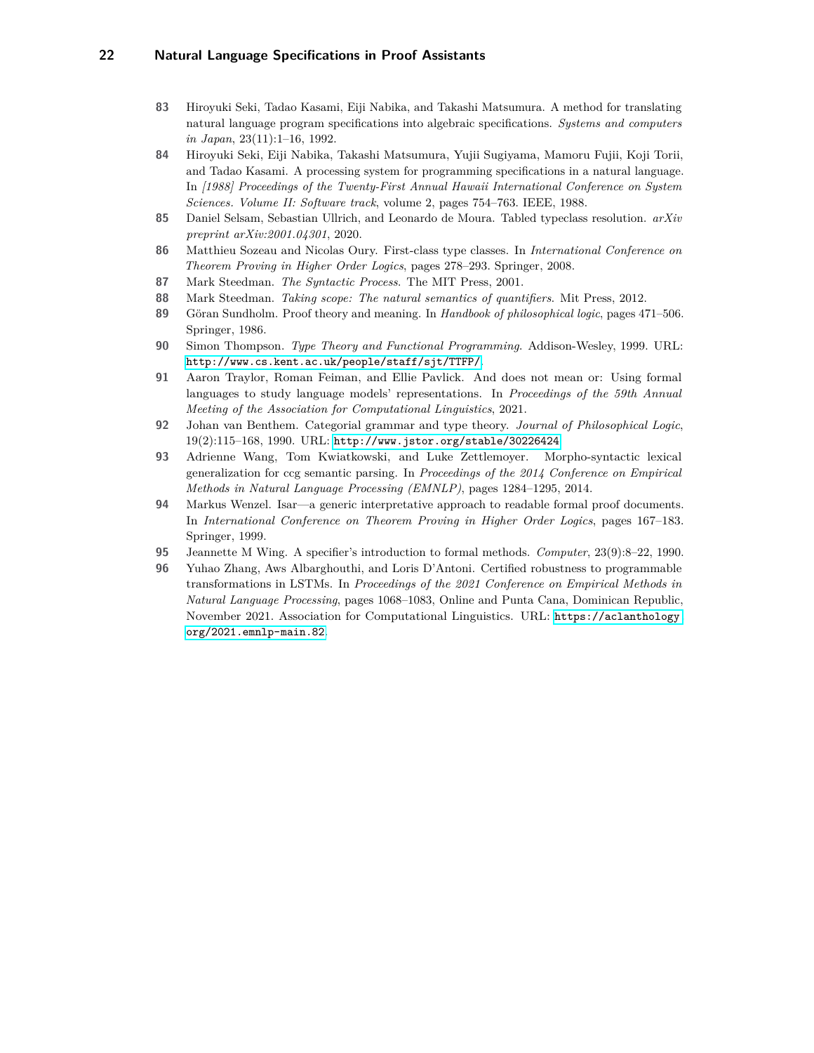83 Hiroyuki Seki, Tadao Kasami, Eiji Nabika, and Takashi Matsumura. A method for translating natural language program specifications into algebraic specifications. *Systems and computers in Japan*, 23(11):1–16, 1992.

84 Hiroyuki Seki, Eiji Nabika, Takashi Matsumura, Yujii Sugiyama, Mamoru Fujii, Koji Torii, and Tadao Kasami. A processing system for programming specifications in a natural language. In *[1988] Proceedings of the Twenty-First Annual Hawaii International Conference on System Sciences. Volume II: Software track*, volume 2, pages 754–763. IEEE, 1988.

85 Daniel Selsam, Sebastian Ullrich, and Leonardo de Moura. Tabled typeclass resolution. *arXiv preprint arXiv:2001.04301*, 2020.

86 Matthieu Sozeau and Nicolas Oury. First-class type classes. In *International Conference on Theorem Proving in Higher Order Logics*, pages 278–293. Springer, 2008.

87 Mark Steedman. *The Syntactic Process.* The MIT Press, 2001.

88 Mark Steedman. *Taking scope: The natural semantics of quantifiers.* Mit Press, 2012.

89 Göran Sundholm. Proof theory and meaning. In *Handbook of philosophical logic*, pages 471–506. Springer, 1986.

90 Simon Thompson. *Type Theory and Functional Programming.* Addison-Wesley, 1999. URL: http://www.cs.kent.ac.uk/people/staff/sjt/TTFP/.

91 Aaron Traylor, Roman Feiman, and Ellie Pavlick. And does not mean or: Using formal languages to study language models' representations. In *Proceedings of the 59th Annual Meeting of the Association for Computational Linguistics*, 2021.

92 Johan van Benthem. Categorial grammar and type theory. *Journal of Philosophical Logic*, 19(2):115–168, 1990. URL: http://www.jstor.org/stable/30226424.

93 Adrienne Wang, Tom Kwiatkowski, and Luke Zettlemoyer. Morpho-syntactic lexical generalization for ccg semantic parsing. In *Proceedings of the 2014 Conference on Empirical Methods in Natural Language Processing (EMNLP)*, pages 1284–1295, 2014.

94 Markus Wenzel. Isar—a generic interpretative approach to readable formal proof documents. In *International Conference on Theorem Proving in Higher Order Logics*, pages 167–183. Springer, 1999.

95 Jeannette M Wing. A specifier's introduction to formal methods. *Computer*, 23(9):8–22, 1990.

96 Yuhao Zhang, Aws Albarghouthi, and Loris D'Antoni. Certified robustness to programmable transformations in LSTMs. In *Proceedings of the 2021 Conference on Empirical Methods in Natural Language Processing*, pages 1068–1083, Online and Punta Cana, Dominican Republic, November 2021. Association for Computational Linguistics. URL: https://aclanthology.org/2021.emnlp-main.82.